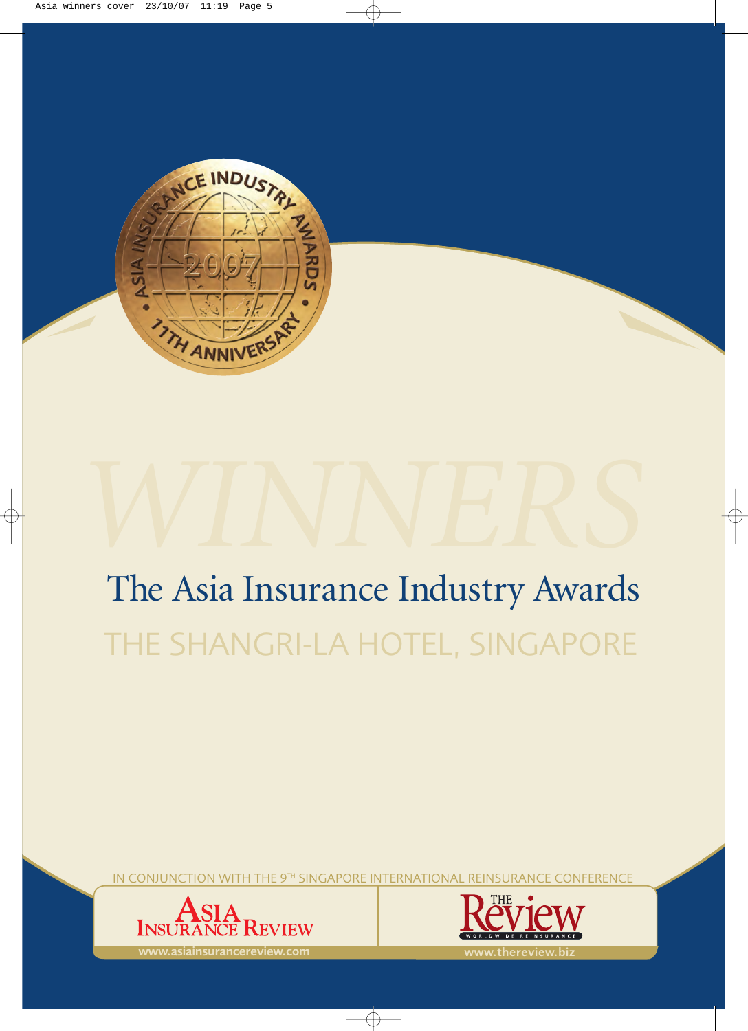ASIA INSURANCE INDUSTRY AWARDS

2007

11TH ANNIVERSARY

WINNERS

# The Asia Insurance Industry Awards

## THE SHANGRI-LA HOTEL, SINGAPORE

IN CONJUNCTION WITH THE 9TH SINGAPORE INTERNATIONAL REINSURANCE CONFERENCE

ASIA INSURANCE REVIEW

www.asiainsurancereview.com

THE Review WORLDWIDE REINSURANCE

www.thereview.biz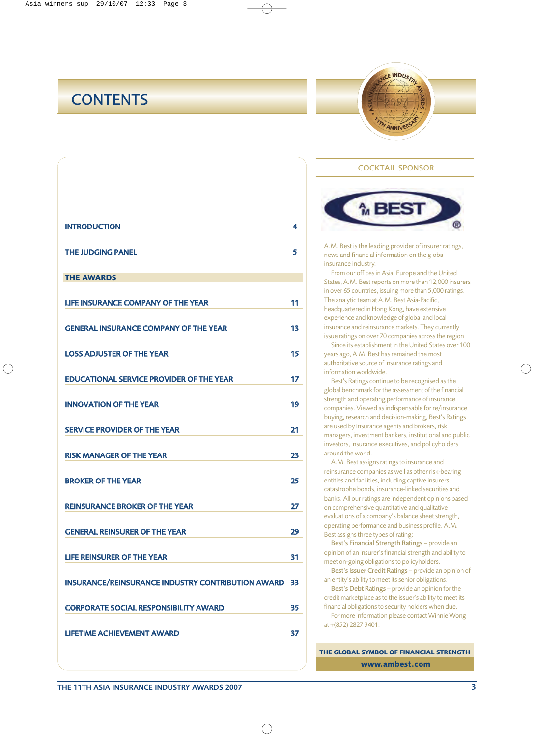# CONTENTS

| | |
|---|---|
| INTRODUCTION | 4 |
| THE JUDGING PANEL | 5 |
| **THE AWARDS** | |
| LIFE INSURANCE COMPANY OF THE YEAR | 11 |
| GENERAL INSURANCE COMPANY OF THE YEAR | 13 |
| LOSS ADJUSTER OF THE YEAR | 15 |
| EDUCATIONAL SERVICE PROVIDER OF THE YEAR | 17 |
| INNOVATION OF THE YEAR | 19 |
| SERVICE PROVIDER OF THE YEAR | 21 |
| RISK MANAGER OF THE YEAR | 23 |
| BROKER OF THE YEAR | 25 |
| REINSURANCE BROKER OF THE YEAR | 27 |
| GENERAL REINSURER OF THE YEAR | 29 |
| LIFE REINSURER OF THE YEAR | 31 |
| INSURANCE/REINSURANCE INDUSTRY CONTRIBUTION AWARD | 33 |
| CORPORATE SOCIAL RESPONSIBILITY AWARD | 35 |
| LIFETIME ACHIEVEMENT AWARD | 37 |

## COCKTAIL SPONSOR

A.M. BEST

A.M. Best is the leading provider of insurer ratings, news and financial information on the global insurance industry.

From our offices in Asia, Europe and the United States, A.M. Best reports on more than 12,000 insurers in over 65 countries, issuing more than 5,000 ratings. The analytic team at A.M. Best Asia-Pacific, headquartered in Hong Kong, have extensive experience and knowledge of global and local insurance and reinsurance markets. They currently issue ratings on over 70 companies across the region.

Since its establishment in the United States over 100 years ago, A.M. Best has remained the most authoritative source of insurance ratings and information worldwide.

Best's Ratings continue to be recognised as the global benchmark for the assessment of the financial strength and operating performance of insurance companies. Viewed as indispensable for re/insurance buying, research and decision-making, Best's Ratings are used by insurance agents and brokers, risk managers, investment bankers, institutional and public investors, insurance executives, and policyholders around the world.

A.M. Best assigns ratings to insurance and reinsurance companies as well as other risk-bearing entities and facilities, including captive insurers, catastrophe bonds, insurance-linked securities and banks. All our ratings are independent opinions based on comprehensive quantitative and qualitative evaluations of a company's balance sheet strength, operating performance and business profile. A.M. Best assigns three types of rating:

Best's Financial Strength Ratings – provide an opinion of an insurer's financial strength and ability to meet on-going obligations to policyholders.

Best's Issuer Credit Ratings – provide an opinion of an entity's ability to meet its senior obligations.

Best's Debt Ratings – provide an opinion for the credit marketplace as to the issuer's ability to meet its financial obligations to security holders when due.

For more information please contact Winnie Wong at +(852) 2827 3401.

**THE GLOBAL SYMBOL OF FINANCIAL STRENGTH**

**www.ambest.com**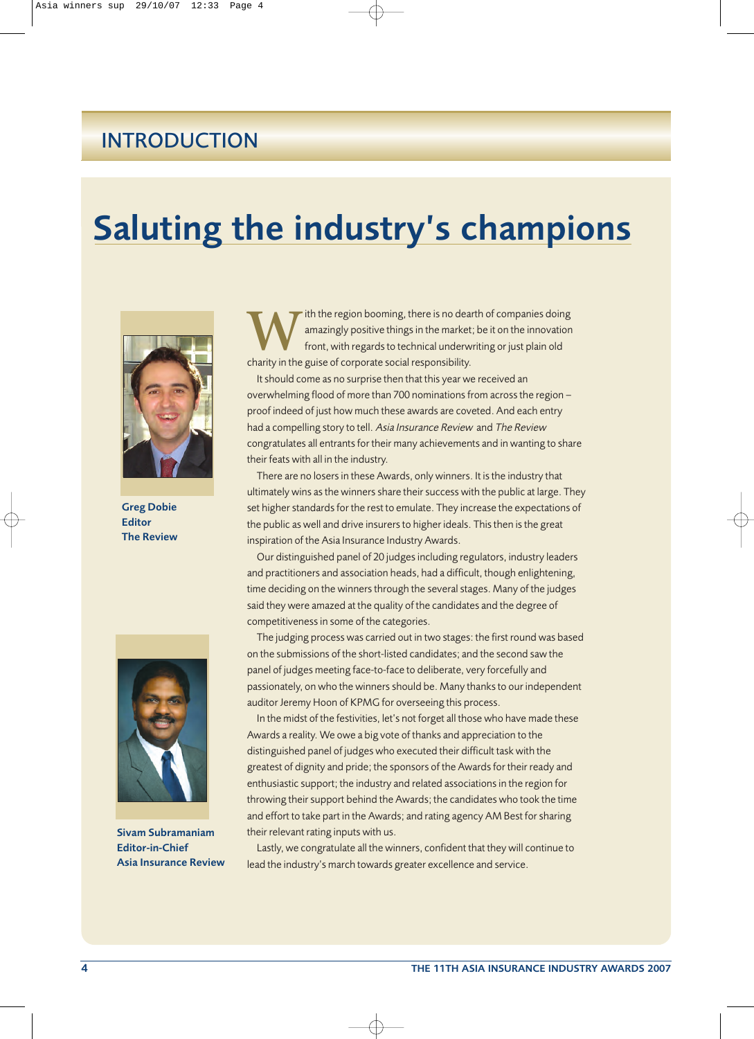## INTRODUCTION

# Saluting the industry's champions

**Greg Dobie**
**Editor**
**The Review**

**Sivam Subramaniam**
**Editor-in-Chief**
**Asia Insurance Review**

With the region booming, there is no dearth of companies doing amazingly positive things in the market; be it on the innovation front, with regards to technical underwriting or just plain old charity in the guise of corporate social responsibility.

It should come as no surprise then that this year we received an overwhelming flood of more than 700 nominations from across the region – proof indeed of just how much these awards are coveted. And each entry had a compelling story to tell. *Asia Insurance Review* and *The Review* congratulates all entrants for their many achievements and in wanting to share their feats with all in the industry.

There are no losers in these Awards, only winners. It is the industry that ultimately wins as the winners share their success with the public at large. They set higher standards for the rest to emulate. They increase the expectations of the public as well and drive insurers to higher ideals. This then is the great inspiration of the Asia Insurance Industry Awards.

Our distinguished panel of 20 judges including regulators, industry leaders and practitioners and association heads, had a difficult, though enlightening, time deciding on the winners through the several stages. Many of the judges said they were amazed at the quality of the candidates and the degree of competitiveness in some of the categories.

The judging process was carried out in two stages: the first round was based on the submissions of the short-listed candidates; and the second saw the panel of judges meeting face-to-face to deliberate, very forcefully and passionately, on who the winners should be. Many thanks to our independent auditor Jeremy Hoon of KPMG for overseeing this process.

In the midst of the festivities, let's not forget all those who have made these Awards a reality. We owe a big vote of thanks and appreciation to the distinguished panel of judges who executed their difficult task with the greatest of dignity and pride; the sponsors of the Awards for their ready and enthusiastic support; the industry and related associations in the region for throwing their support behind the Awards; the candidates who took the time and effort to take part in the Awards; and rating agency AM Best for sharing their relevant rating inputs with us.

Lastly, we congratulate all the winners, confident that they will continue to lead the industry's march towards greater excellence and service.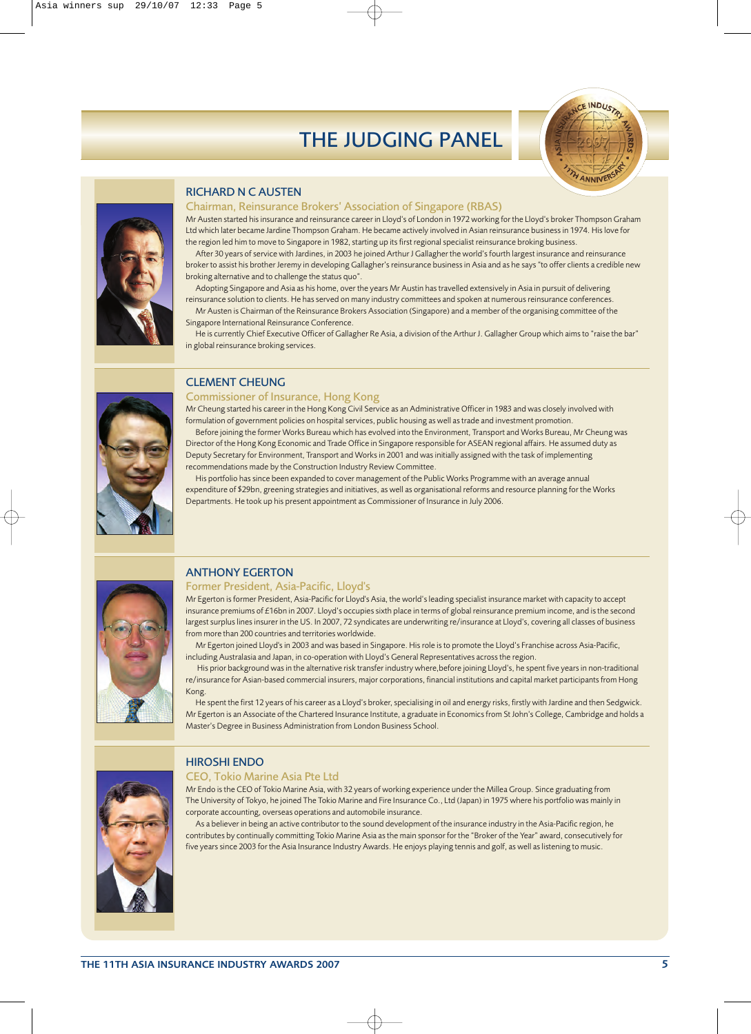# THE JUDGING PANEL

## RICHARD N C AUSTEN

### Chairman, Reinsurance Brokers' Association of Singapore (RBAS)

Mr Austen started his insurance and reinsurance career in Lloyd's of London in 1972 working for the Lloyd's broker Thompson Graham Ltd which later became Jardine Thompson Graham. He became actively involved in Asian reinsurance business in 1974. His love for the region led him to move to Singapore in 1982, starting up its first regional specialist reinsurance broking business.

After 30 years of service with Jardines, in 2003 he joined Arthur J Gallagher the world's fourth largest insurance and reinsurance broker to assist his brother Jeremy in developing Gallagher's reinsurance business in Asia and as he says "to offer clients a credible new broking alternative and to challenge the status quo".

Adopting Singapore and Asia as his home, over the years Mr Austin has travelled extensively in Asia in pursuit of delivering reinsurance solution to clients. He has served on many industry committees and spoken at numerous reinsurance conferences.

Mr Austen is Chairman of the Reinsurance Brokers Association (Singapore) and a member of the organising committee of the Singapore International Reinsurance Conference.

He is currently Chief Executive Officer of Gallagher Re Asia, a division of the Arthur J. Gallagher Group which aims to "raise the bar" in global reinsurance broking services.

## CLEMENT CHEUNG

### Commissioner of Insurance, Hong Kong

Mr Cheung started his career in the Hong Kong Civil Service as an Administrative Officer in 1983 and was closely involved with formulation of government policies on hospital services, public housing as well as trade and investment promotion.

Before joining the former Works Bureau which has evolved into the Environment, Transport and Works Bureau, Mr Cheung was Director of the Hong Kong Economic and Trade Office in Singapore responsible for ASEAN regional affairs. He assumed duty as Deputy Secretary for Environment, Transport and Works in 2001 and was initially assigned with the task of implementing recommendations made by the Construction Industry Review Committee.

His portfolio has since been expanded to cover management of the Public Works Programme with an average annual expenditure of $29bn, greening strategies and initiatives, as well as organisational reforms and resource planning for the Works Departments. He took up his present appointment as Commissioner of Insurance in July 2006.

## ANTHONY EGERTON

### Former President, Asia-Pacific, Lloyd's

Mr Egerton is former President, Asia-Pacific for Lloyd's Asia, the world's leading specialist insurance market with capacity to accept insurance premiums of £16bn in 2007. Lloyd's occupies sixth place in terms of global reinsurance premium income, and is the second largest surplus lines insurer in the US. In 2007, 72 syndicates are underwriting re/insurance at Lloyd's, covering all classes of business from more than 200 countries and territories worldwide.

Mr Egerton joined Lloyd's in 2003 and was based in Singapore. His role is to promote the Lloyd's Franchise across Asia-Pacific, including Australasia and Japan, in co-operation with Lloyd's General Representatives across the region.

His prior background was in the alternative risk transfer industry where,before joining Lloyd's, he spent five years in non-traditional re/insurance for Asian-based commercial insurers, major corporations, financial institutions and capital market participants from Hong Kong.

He spent the first 12 years of his career as a Lloyd's broker, specialising in oil and energy risks, firstly with Jardine and then Sedgwick. Mr Egerton is an Associate of the Chartered Insurance Institute, a graduate in Economics from St John's College, Cambridge and holds a Master's Degree in Business Administration from London Business School.

## HIROSHI ENDO

### CEO, Tokio Marine Asia Pte Ltd

Mr Endo is the CEO of Tokio Marine Asia, with 32 years of working experience under the Millea Group. Since graduating from The University of Tokyo, he joined The Tokio Marine and Fire Insurance Co., Ltd (Japan) in 1975 where his portfolio was mainly in corporate accounting, overseas operations and automobile insurance.

As a believer in being an active contributor to the sound development of the insurance industry in the Asia-Pacific region, he contributes by continually committing Tokio Marine Asia as the main sponsor for the "Broker of the Year" award, consecutively for five years since 2003 for the Asia Insurance Industry Awards. He enjoys playing tennis and golf, as well as listening to music.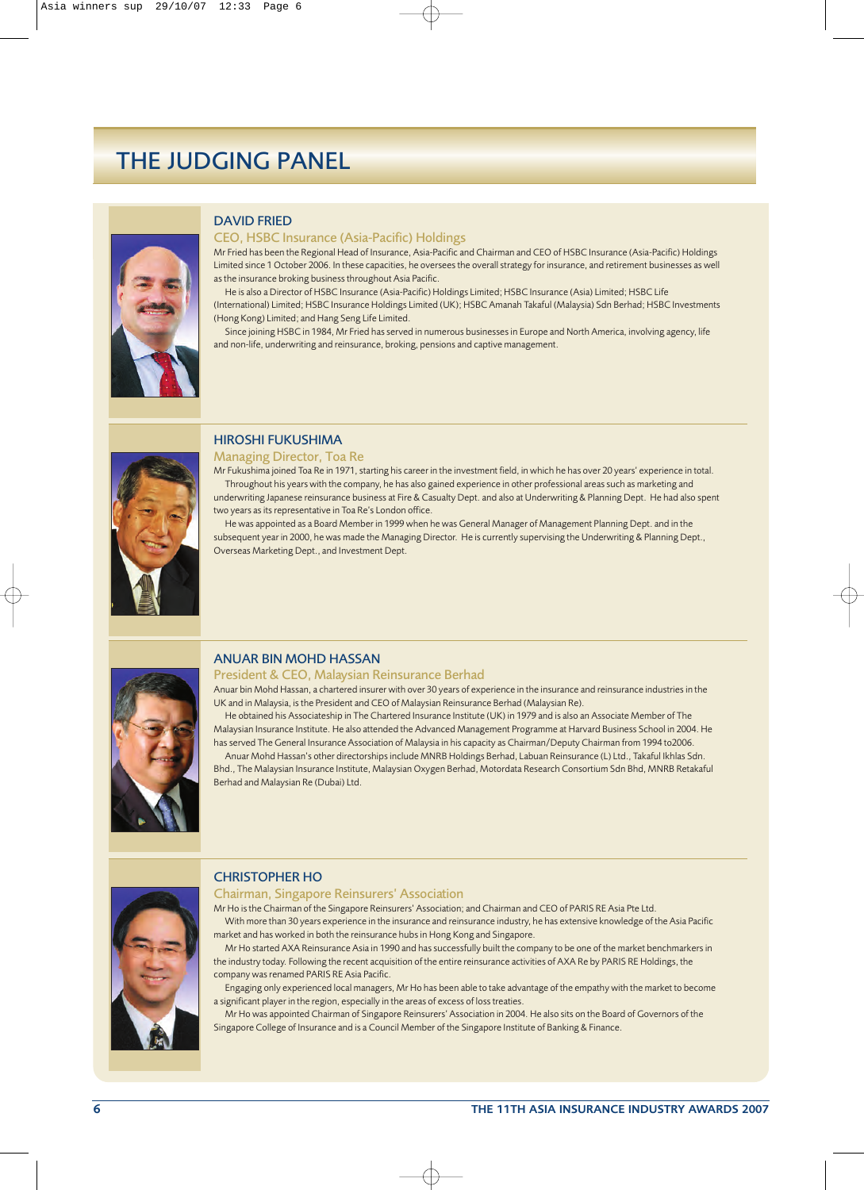# THE JUDGING PANEL

## DAVID FRIED

### CEO, HSBC Insurance (Asia-Pacific) Holdings

Mr Fried has been the Regional Head of Insurance, Asia-Pacific and Chairman and CEO of HSBC Insurance (Asia-Pacific) Holdings Limited since 1 October 2006. In these capacities, he oversees the overall strategy for insurance, and retirement businesses as well as the insurance broking business throughout Asia Pacific.

He is also a Director of HSBC Insurance (Asia-Pacific) Holdings Limited; HSBC Insurance (Asia) Limited; HSBC Life (International) Limited; HSBC Insurance Holdings Limited (UK); HSBC Amanah Takaful (Malaysia) Sdn Berhad; HSBC Investments (Hong Kong) Limited; and Hang Seng Life Limited.

Since joining HSBC in 1984, Mr Fried has served in numerous businesses in Europe and North America, involving agency, life and non-life, underwriting and reinsurance, broking, pensions and captive management.

## HIROSHI FUKUSHIMA

### Managing Director, Toa Re

Mr Fukushima joined Toa Re in 1971, starting his career in the investment field, in which he has over 20 years' experience in total.

Throughout his years with the company, he has also gained experience in other professional areas such as marketing and underwriting Japanese reinsurance business at Fire & Casualty Dept. and also at Underwriting & Planning Dept. He had also spent two years as its representative in Toa Re's London office.

He was appointed as a Board Member in 1999 when he was General Manager of Management Planning Dept. and in the subsequent year in 2000, he was made the Managing Director. He is currently supervising the Underwriting & Planning Dept., Overseas Marketing Dept., and Investment Dept.

## ANUAR BIN MOHD HASSAN

### President & CEO, Malaysian Reinsurance Berhad

Anuar bin Mohd Hassan, a chartered insurer with over 30 years of experience in the insurance and reinsurance industries in the UK and in Malaysia, is the President and CEO of Malaysian Reinsurance Berhad (Malaysian Re).

He obtained his Associateship in The Chartered Insurance Institute (UK) in 1979 and is also an Associate Member of The Malaysian Insurance Institute. He also attended the Advanced Management Programme at Harvard Business School in 2004. He has served The General Insurance Association of Malaysia in his capacity as Chairman/Deputy Chairman from 1994 to2006.

Anuar Mohd Hassan's other directorships include MNRB Holdings Berhad, Labuan Reinsurance (L) Ltd., Takaful Ikhlas Sdn. Bhd., The Malaysian Insurance Institute, Malaysian Oxygen Berhad, Motordata Research Consortium Sdn Bhd, MNRB Retakaful Berhad and Malaysian Re (Dubai) Ltd.

## CHRISTOPHER HO

### Chairman, Singapore Reinsurers' Association

Mr Ho is the Chairman of the Singapore Reinsurers' Association; and Chairman and CEO of PARIS RE Asia Pte Ltd.

With more than 30 years experience in the insurance and reinsurance industry, he has extensive knowledge of the Asia Pacific market and has worked in both the reinsurance hubs in Hong Kong and Singapore.

Mr Ho started AXA Reinsurance Asia in 1990 and has successfully built the company to be one of the market benchmarkers in the industry today. Following the recent acquisition of the entire reinsurance activities of AXA Re by PARIS RE Holdings, the company was renamed PARIS RE Asia Pacific.

Engaging only experienced local managers, Mr Ho has been able to take advantage of the empathy with the market to become a significant player in the region, especially in the areas of excess of loss treaties.

Mr Ho was appointed Chairman of Singapore Reinsurers' Association in 2004. He also sits on the Board of Governors of the Singapore College of Insurance and is a Council Member of the Singapore Institute of Banking & Finance.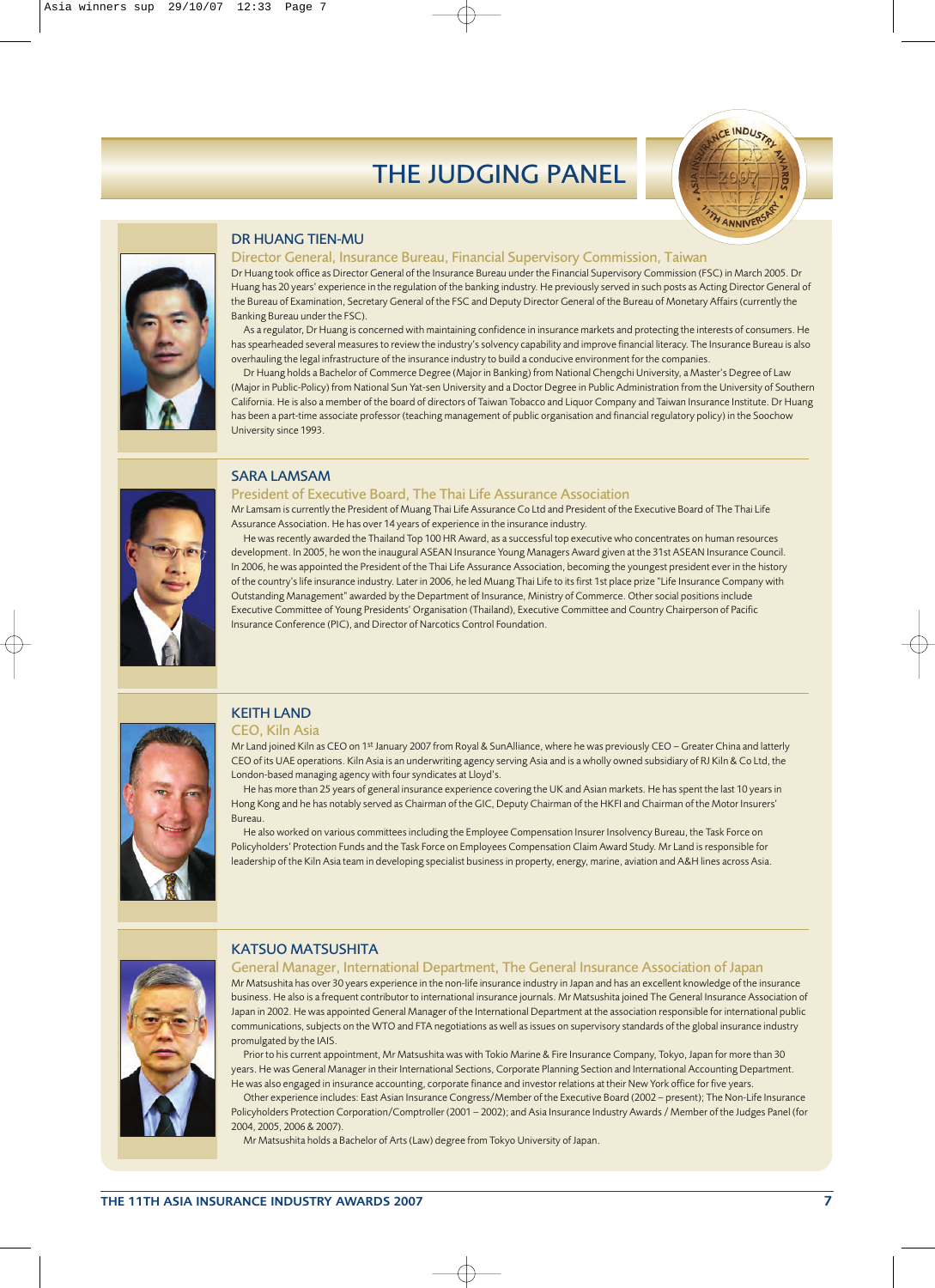# THE JUDGING PANEL

## DR HUANG TIEN-MU

### Director General, Insurance Bureau, Financial Supervisory Commission, Taiwan

Dr Huang took office as Director General of the Insurance Bureau under the Financial Supervisory Commission (FSC) in March 2005. Dr Huang has 20 years' experience in the regulation of the banking industry. He previously served in such posts as Acting Director General of the Bureau of Examination, Secretary General of the FSC and Deputy Director General of the Bureau of Monetary Affairs (currently the Banking Bureau under the FSC).

As a regulator, Dr Huang is concerned with maintaining confidence in insurance markets and protecting the interests of consumers. He has spearheaded several measures to review the industry's solvency capability and improve financial literacy. The Insurance Bureau is also overhauling the legal infrastructure of the insurance industry to build a conducive environment for the companies.

Dr Huang holds a Bachelor of Commerce Degree (Major in Banking) from National Chengchi University, a Master's Degree of Law (Major in Public-Policy) from National Sun Yat-sen University and a Doctor Degree in Public Administration from the University of Southern California. He is also a member of the board of directors of Taiwan Tobacco and Liquor Company and Taiwan Insurance Institute. Dr Huang has been a part-time associate professor (teaching management of public organisation and financial regulatory policy) in the Soochow University since 1993.

## SARA LAMSAM

### President of Executive Board, The Thai Life Assurance Association

Mr Lamsam is currently the President of Muang Thai Life Assurance Co Ltd and President of the Executive Board of The Thai Life Assurance Association. He has over 14 years of experience in the insurance industry.

He was recently awarded the Thailand Top 100 HR Award, as a successful top executive who concentrates on human resources development. In 2005, he won the inaugural ASEAN Insurance Young Managers Award given at the 31st ASEAN Insurance Council. In 2006, he was appointed the President of the Thai Life Assurance Association, becoming the youngest president ever in the history of the country's life insurance industry. Later in 2006, he led Muang Thai Life to its first 1st place prize "Life Insurance Company with Outstanding Management" awarded by the Department of Insurance, Ministry of Commerce. Other social positions include Executive Committee of Young Presidents' Organisation (Thailand), Executive Committee and Country Chairperson of Pacific Insurance Conference (PIC), and Director of Narcotics Control Foundation.

## KEITH LAND

### CEO, Kiln Asia

Mr Land joined Kiln as CEO on 1st January 2007 from Royal & SunAlliance, where he was previously CEO – Greater China and latterly CEO of its UAE operations. Kiln Asia is an underwriting agency serving Asia and is a wholly owned subsidiary of RJ Kiln & Co Ltd, the London-based managing agency with four syndicates at Lloyd's.

He has more than 25 years of general insurance experience covering the UK and Asian markets. He has spent the last 10 years in Hong Kong and he has notably served as Chairman of the GIC, Deputy Chairman of the HKFI and Chairman of the Motor Insurers' Bureau.

He also worked on various committees including the Employee Compensation Insurer Insolvency Bureau, the Task Force on Policyholders' Protection Funds and the Task Force on Employees Compensation Claim Award Study. Mr Land is responsible for leadership of the Kiln Asia team in developing specialist business in property, energy, marine, aviation and A&H lines across Asia.

## KATSUO MATSUSHITA

### General Manager, International Department, The General Insurance Association of Japan

Mr Matsushita has over 30 years experience in the non-life insurance industry in Japan and has an excellent knowledge of the insurance business. He also is a frequent contributor to international insurance journals. Mr Matsushita joined The General Insurance Association of Japan in 2002. He was appointed General Manager of the International Department at the association responsible for international public communications, subjects on the WTO and FTA negotiations as well as issues on supervisory standards of the global insurance industry promulgated by the IAIS.

Prior to his current appointment, Mr Matsushita was with Tokio Marine & Fire Insurance Company, Tokyo, Japan for more than 30 years. He was General Manager in their International Sections, Corporate Planning Section and International Accounting Department. He was also engaged in insurance accounting, corporate finance and investor relations at their New York office for five years.

Other experience includes: East Asian Insurance Congress/Member of the Executive Board (2002 – present); The Non-Life Insurance Policyholders Protection Corporation/Comptroller (2001 – 2002); and Asia Insurance Industry Awards / Member of the Judges Panel (for 2004, 2005, 2006 & 2007).

Mr Matsushita holds a Bachelor of Arts (Law) degree from Tokyo University of Japan.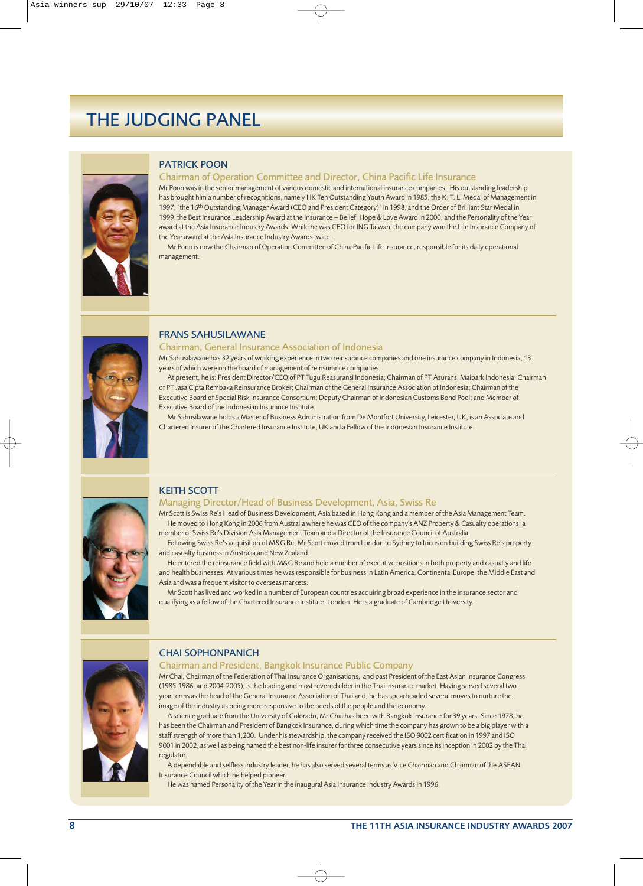# THE JUDGING PANEL

## PATRICK POON

### Chairman of Operation Committee and Director, China Pacific Life Insurance

Mr Poon was in the senior management of various domestic and international insurance companies. His outstanding leadership has brought him a number of recognitions, namely HK Ten Outstanding Youth Award in 1985, the K. T. Li Medal of Management in 1997, "the 16th Outstanding Manager Award (CEO and President Category)" in 1998, and the Order of Brilliant Star Medal in 1999, the Best Insurance Leadership Award at the Insurance – Belief, Hope & Love Award in 2000, and the Personality of the Year award at the Asia Insurance Industry Awards. While he was CEO for ING Taiwan, the company won the Life Insurance Company of the Year award at the Asia Insurance Industry Awards twice.

Mr Poon is now the Chairman of Operation Committee of China Pacific Life Insurance, responsible for its daily operational management.

## FRANS SAHUSILAWANE

### Chairman, General Insurance Association of Indonesia

Mr Sahusilawane has 32 years of working experience in two reinsurance companies and one insurance company in Indonesia, 13 years of which were on the board of management of reinsurance companies.

At present, he is: President Director/CEO of PT Tugu Reasuransi Indonesia; Chairman of PT Asuransi Maipark Indonesia; Chairman of PT Jasa Cipta Rembaka Reinsurance Broker; Chairman of the General Insurance Association of Indonesia; Chairman of the Executive Board of Special Risk Insurance Consortium; Deputy Chairman of Indonesian Customs Bond Pool; and Member of Executive Board of the Indonesian Insurance Institute.

Mr Sahusilawane holds a Master of Business Administration from De Montfort University, Leicester, UK, is an Associate and Chartered Insurer of the Chartered Insurance Institute, UK and a Fellow of the Indonesian Insurance Institute.

## KEITH SCOTT

### Managing Director/Head of Business Development, Asia, Swiss Re

Mr Scott is Swiss Re's Head of Business Development, Asia based in Hong Kong and a member of the Asia Management Team.

He moved to Hong Kong in 2006 from Australia where he was CEO of the company's ANZ Property & Casualty operations, a member of Swiss Re's Division Asia Management Team and a Director of the Insurance Council of Australia.

Following Swiss Re's acquisition of M&G Re, Mr Scott moved from London to Sydney to focus on building Swiss Re's property and casualty business in Australia and New Zealand.

He entered the reinsurance field with M&G Re and held a number of executive positions in both property and casualty and life and health businesses. At various times he was responsible for business in Latin America, Continental Europe, the Middle East and Asia and was a frequent visitor to overseas markets.

Mr Scott has lived and worked in a number of European countries acquiring broad experience in the insurance sector and qualifying as a fellow of the Chartered Insurance Institute, London. He is a graduate of Cambridge University.

## CHAI SOPHONPANICH

### Chairman and President, Bangkok Insurance Public Company

Mr Chai, Chairman of the Federation of Thai Insurance Organisations, and past President of the East Asian Insurance Congress (1985-1986, and 2004-2005), is the leading and most revered elder in the Thai insurance market. Having served several two-year terms as the head of the General Insurance Association of Thailand, he has spearheaded several moves to nurture the image of the industry as being more responsive to the needs of the people and the economy.

A science graduate from the University of Colorado, Mr Chai has been with Bangkok Insurance for 39 years. Since 1978, he has been the Chairman and President of Bangkok Insurance, during which time the company has grown to be a big player with a staff strength of more than 1,200. Under his stewardship, the company received the ISO 9002 certification in 1997 and ISO 9001 in 2002, as well as being named the best non-life insurer for three consecutive years since its inception in 2002 by the Thai regulator.

A dependable and selfless industry leader, he has also served several terms as Vice Chairman and Chairman of the ASEAN Insurance Council which he helped pioneer.

He was named Personality of the Year in the inaugural Asia Insurance Industry Awards in 1996.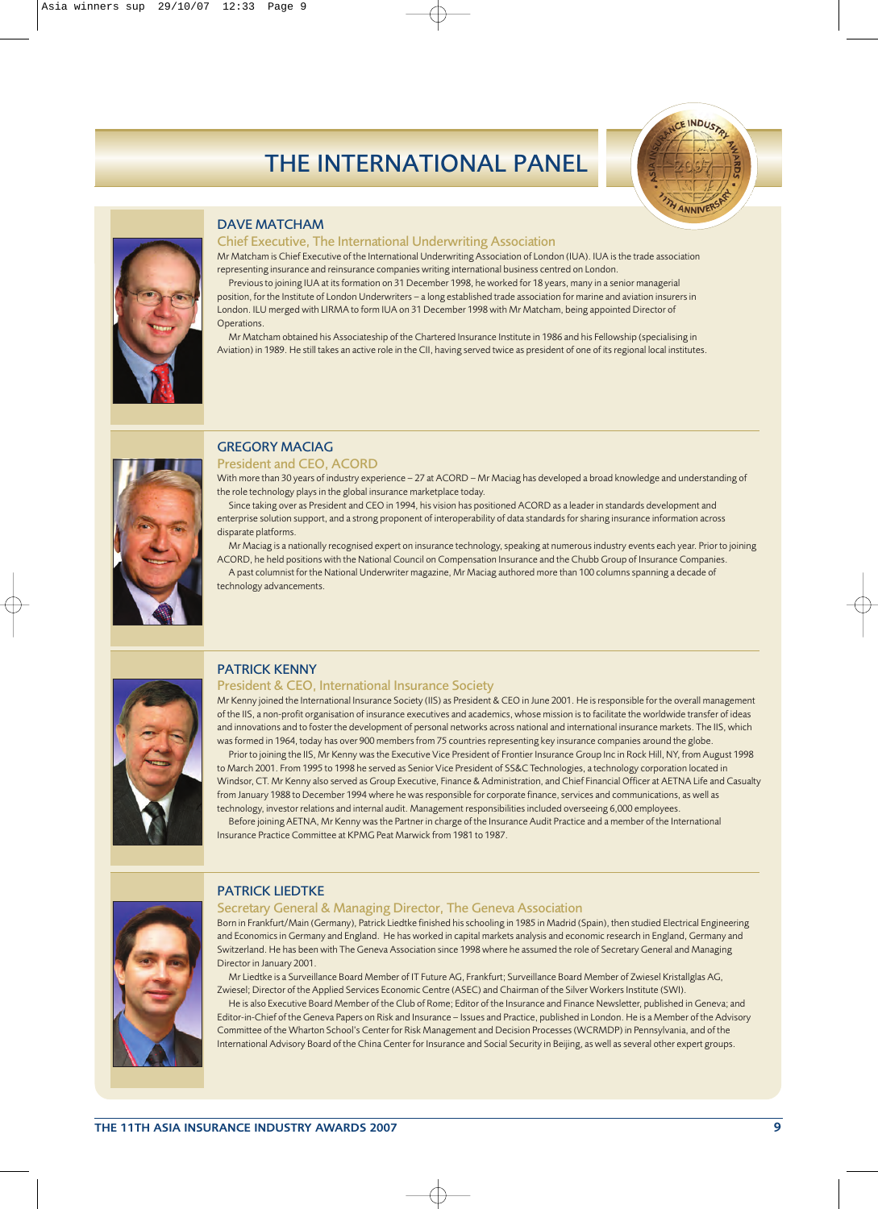# THE INTERNATIONAL PANEL

## DAVE MATCHAM

### Chief Executive, The International Underwriting Association

Mr Matcham is Chief Executive of the International Underwriting Association of London (IUA). IUA is the trade association representing insurance and reinsurance companies writing international business centred on London.

Previous to joining IUA at its formation on 31 December 1998, he worked for 18 years, many in a senior managerial position, for the Institute of London Underwriters – a long established trade association for marine and aviation insurers in London. ILU merged with LIRMA to form IUA on 31 December 1998 with Mr Matcham, being appointed Director of Operations.

Mr Matcham obtained his Associateship of the Chartered Insurance Institute in 1986 and his Fellowship (specialising in Aviation) in 1989. He still takes an active role in the CII, having served twice as president of one of its regional local institutes.

## GREGORY MACIAG

### President and CEO, ACORD

With more than 30 years of industry experience – 27 at ACORD – Mr Maciag has developed a broad knowledge and understanding of the role technology plays in the global insurance marketplace today.

Since taking over as President and CEO in 1994, his vision has positioned ACORD as a leader in standards development and enterprise solution support, and a strong proponent of interoperability of data standards for sharing insurance information across disparate platforms.

Mr Maciag is a nationally recognised expert on insurance technology, speaking at numerous industry events each year. Prior to joining ACORD, he held positions with the National Council on Compensation Insurance and the Chubb Group of Insurance Companies.

A past columnist for the National Underwriter magazine, Mr Maciag authored more than 100 columns spanning a decade of technology advancements.

## PATRICK KENNY

### President & CEO, International Insurance Society

Mr Kenny joined the International Insurance Society (IIS) as President & CEO in June 2001. He is responsible for the overall management of the IIS, a non-profit organisation of insurance executives and academics, whose mission is to facilitate the worldwide transfer of ideas and innovations and to foster the development of personal networks across national and international insurance markets. The IIS, which was formed in 1964, today has over 900 members from 75 countries representing key insurance companies around the globe.

Prior to joining the IIS, Mr Kenny was the Executive Vice President of Frontier Insurance Group Inc in Rock Hill, NY, from August 1998 to March 2001. From 1995 to 1998 he served as Senior Vice President of SS&C Technologies, a technology corporation located in Windsor, CT. Mr Kenny also served as Group Executive, Finance & Administration, and Chief Financial Officer at AETNA Life and Casualty from January 1988 to December 1994 where he was responsible for corporate finance, services and communications, as well as technology, investor relations and internal audit. Management responsibilities included overseeing 6,000 employees.

Before joining AETNA, Mr Kenny was the Partner in charge of the Insurance Audit Practice and a member of the International Insurance Practice Committee at KPMG Peat Marwick from 1981 to 1987.

## PATRICK LIEDTKE

### Secretary General & Managing Director, The Geneva Association

Born in Frankfurt/Main (Germany), Patrick Liedtke finished his schooling in 1985 in Madrid (Spain), then studied Electrical Engineering and Economics in Germany and England. He has worked in capital markets analysis and economic research in England, Germany and Switzerland. He has been with The Geneva Association since 1998 where he assumed the role of Secretary General and Managing Director in January 2001.

Mr Liedtke is a Surveillance Board Member of IT Future AG, Frankfurt; Surveillance Board Member of Zwiesel Kristallglas AG, Zwiesel; Director of the Applied Services Economic Centre (ASEC) and Chairman of the Silver Workers Institute (SWI).

He is also Executive Board Member of the Club of Rome; Editor of the Insurance and Finance Newsletter, published in Geneva; and Editor-in-Chief of the Geneva Papers on Risk and Insurance – Issues and Practice, published in London. He is a Member of the Advisory Committee of the Wharton School's Center for Risk Management and Decision Processes (WCRMDP) in Pennsylvania, and of the International Advisory Board of the China Center for Insurance and Social Security in Beijing, as well as several other expert groups.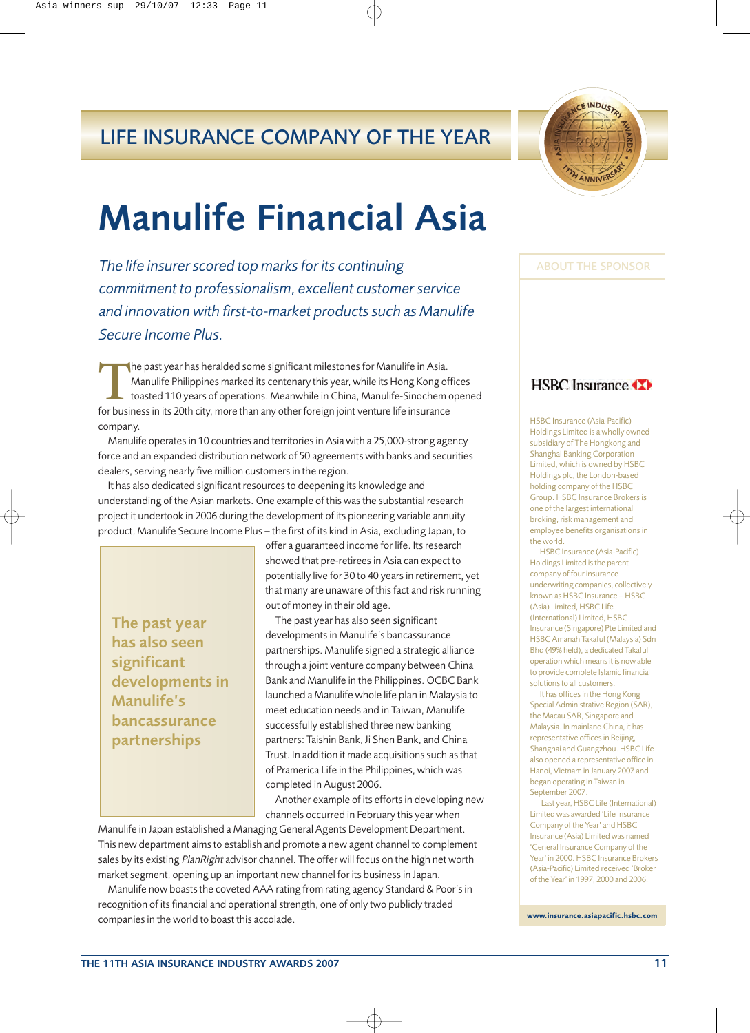## LIFE INSURANCE COMPANY OF THE YEAR

# Manulife Financial Asia

*The life insurer scored top marks for its continuing commitment to professionalism, excellent customer service and innovation with first-to-market products such as Manulife Secure Income Plus.*

The past year has heralded some significant milestones for Manulife in Asia. Manulife Philippines marked its centenary this year, while its Hong Kong offices toasted 110 years of operations. Meanwhile in China, Manulife-Sinochem opened for business in its 20th city, more than any other foreign joint venture life insurance company.

Manulife operates in 10 countries and territories in Asia with a 25,000-strong agency force and an expanded distribution network of 50 agreements with banks and securities dealers, serving nearly five million customers in the region.

It has also dedicated significant resources to deepening its knowledge and understanding of the Asian markets. One example of this was the substantial research project it undertook in 2006 during the development of its pioneering variable annuity product, Manulife Secure Income Plus – the first of its kind in Asia, excluding Japan, to offer a guaranteed income for life. Its research showed that pre-retirees in Asia can expect to potentially live for 30 to 40 years in retirement, yet that many are unaware of this fact and risk running out of money in their old age.

> **The past year has also seen significant developments in Manulife's bancassurance partnerships**

The past year has also seen significant developments in Manulife's bancassurance partnerships. Manulife signed a strategic alliance through a joint venture company between China Bank and Manulife in the Philippines. OCBC Bank launched a Manulife whole life plan in Malaysia to meet education needs and in Taiwan, Manulife successfully established three new banking partners: Taishin Bank, Ji Shen Bank, and China Trust. In addition it made acquisitions such as that of Pramerica Life in the Philippines, which was completed in August 2006.

Another example of its efforts in developing new channels occurred in February this year when Manulife in Japan established a Managing General Agents Development Department. This new department aims to establish and promote a new agent channel to complement sales by its existing *PlanRight* advisor channel. The offer will focus on the high net worth market segment, opening up an important new channel for its business in Japan.

Manulife now boasts the coveted AAA rating from rating agency Standard & Poor's in recognition of its financial and operational strength, one of only two publicly traded companies in the world to boast this accolade.

---

### ABOUT THE SPONSOR

**HSBC Insurance**

HSBC Insurance (Asia-Pacific) Holdings Limited is a wholly owned subsidiary of The Hongkong and Shanghai Banking Corporation Limited, which is owned by HSBC Holdings plc, the London-based holding company of the HSBC Group. HSBC Insurance Brokers is one of the largest international broking, risk management and employee benefits organisations in the world.

HSBC Insurance (Asia-Pacific) Holdings Limited is the parent company of four insurance underwriting companies, collectively known as HSBC Insurance – HSBC (Asia) Limited, HSBC Life (International) Limited, HSBC Insurance (Singapore) Pte Limited and HSBC Amanah Takaful (Malaysia) Sdn Bhd (49% held), a dedicated Takaful operation which means it is now able to provide complete Islamic financial solutions to all customers.

It has offices in the Hong Kong Special Administrative Region (SAR), the Macau SAR, Singapore and Malaysia. In mainland China, it has representative offices in Beijing, Shanghai and Guangzhou. HSBC Life also opened a representative office in Hanoi, Vietnam in January 2007 and began operating in Taiwan in September 2007.

Last year, HSBC Life (International) Limited was awarded 'Life Insurance Company of the Year' and HSBC Insurance (Asia) Limited was named 'General Insurance Company of the Year' in 2000. HSBC Insurance Brokers (Asia-Pacific) Limited received 'Broker of the Year' in 1997, 2000 and 2006.

**www.insurance.asiapacific.hsbc.com**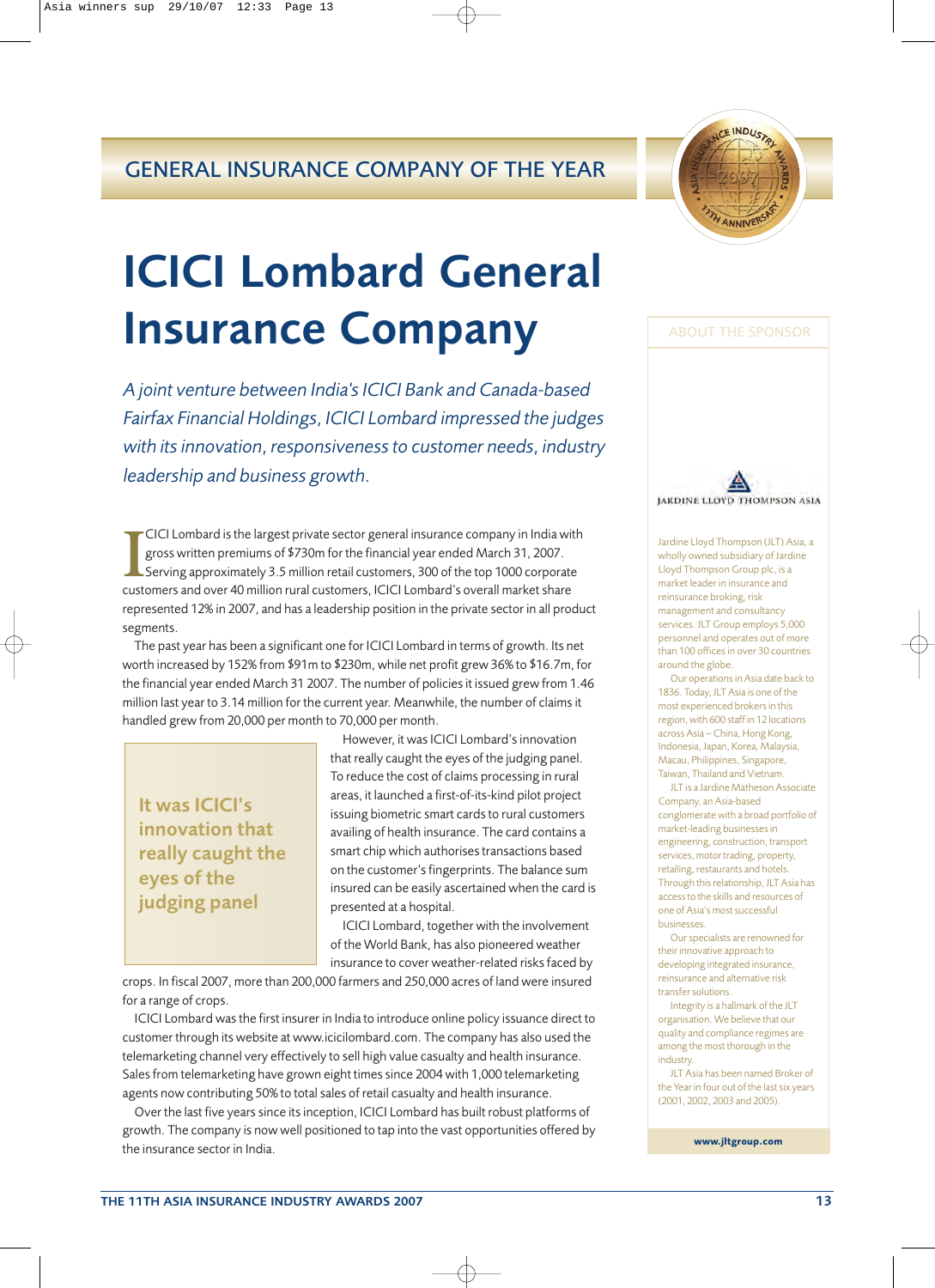## GENERAL INSURANCE COMPANY OF THE YEAR

# ICICI Lombard General Insurance Company

*A joint venture between India's ICICI Bank and Canada-based Fairfax Financial Holdings, ICICI Lombard impressed the judges with its innovation, responsiveness to customer needs, industry leadership and business growth.*

ICICI Lombard is the largest private sector general insurance company in India with gross written premiums of $730m for the financial year ended March 31, 2007. Serving approximately 3.5 million retail customers, 300 of the top 1000 corporate customers and over 40 million rural customers, ICICI Lombard's overall market share represented 12% in 2007, and has a leadership position in the private sector in all product segments.

The past year has been a significant one for ICICI Lombard in terms of growth. Its net worth increased by 152% from $91m to $230m, while net profit grew 36% to $16.7m, for the financial year ended March 31 2007. The number of policies it issued grew from 1.46 million last year to 3.14 million for the current year. Meanwhile, the number of claims it handled grew from 20,000 per month to 70,000 per month.

> **It was ICICI's innovation that really caught the eyes of the judging panel**

However, it was ICICI Lombard's innovation that really caught the eyes of the judging panel. To reduce the cost of claims processing in rural areas, it launched a first-of-its-kind pilot project issuing biometric smart cards to rural customers availing of health insurance. The card contains a smart chip which authorises transactions based on the customer's fingerprints. The balance sum insured can be easily ascertained when the card is presented at a hospital.

ICICI Lombard, together with the involvement of the World Bank, has also pioneered weather insurance to cover weather-related risks faced by crops. In fiscal 2007, more than 200,000 farmers and 250,000 acres of land were insured for a range of crops.

ICICI Lombard was the first insurer in India to introduce online policy issuance direct to customer through its website at www.icicilombard.com. The company has also used the telemarketing channel very effectively to sell high value casualty and health insurance. Sales from telemarketing have grown eight times since 2004 with 1,000 telemarketing agents now contributing 50% to total sales of retail casualty and health insurance.

Over the last five years since its inception, ICICI Lombard has built robust platforms of growth. The company is now well positioned to tap into the vast opportunities offered by the insurance sector in India.

### ABOUT THE SPONSOR

JARDINE LLOYD THOMPSON ASIA

Jardine Lloyd Thompson (JLT) Asia, a wholly owned subsidiary of Jardine Lloyd Thompson Group plc, is a market leader in insurance and reinsurance broking, risk management and consultancy services. JLT Group employs 5,000 personnel and operates out of more than 100 offices in over 30 countries around the globe.

Our operations in Asia date back to 1836. Today, JLT Asia is one of the most experienced brokers in this region, with 600 staff in 12 locations across Asia – China, Hong Kong, Indonesia, Japan, Korea, Malaysia, Macau, Philippines, Singapore, Taiwan, Thailand and Vietnam.

JLT is a Jardine Matheson Associate Company, an Asia-based conglomerate with a broad portfolio of market-leading businesses in engineering, construction, transport services, motor trading, property, retailing, restaurants and hotels. Through this relationship, JLT Asia has access to the skills and resources of one of Asia's most successful businesses.

Our specialists are renowned for their innovative approach to developing integrated insurance, reinsurance and alternative risk transfer solutions.

Integrity is a hallmark of the JLT organisation. We believe that our quality and compliance regimes are among the most thorough in the industry.

JLT Asia has been named Broker of the Year in four out of the last six years (2001, 2002, 2003 and 2005).

**www.jltgroup.com**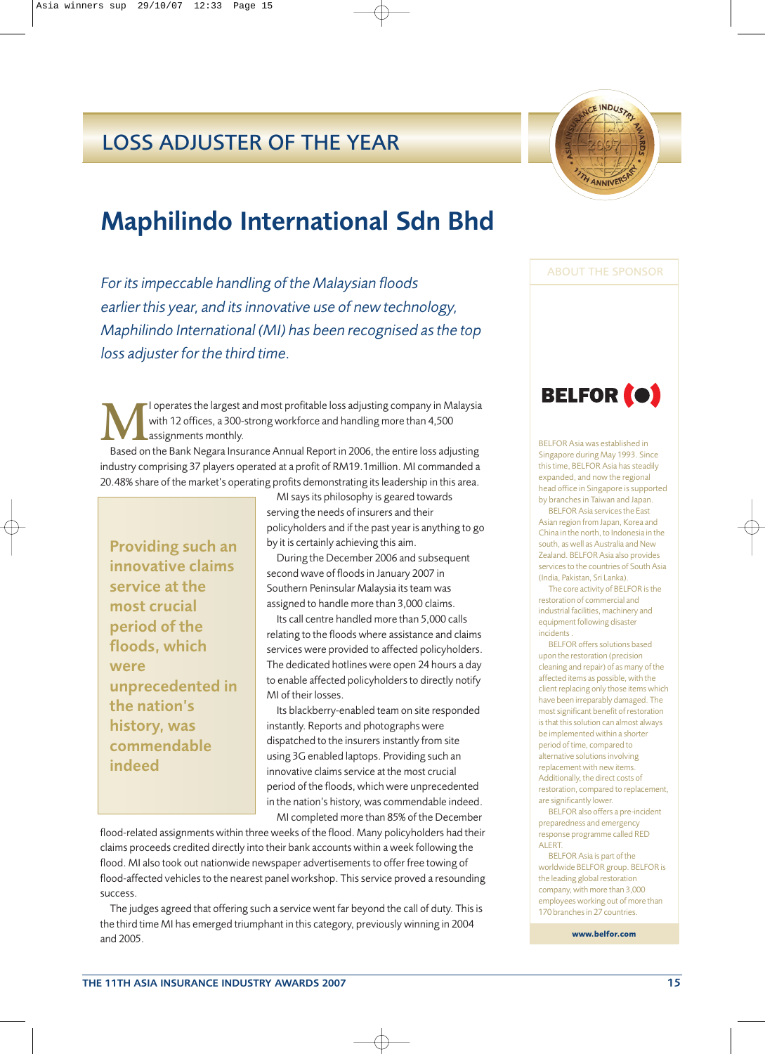# LOSS ADJUSTER OF THE YEAR

## Maphilindo International Sdn Bhd

*For its impeccable handling of the Malaysian floods earlier this year, and its innovative use of new technology, Maphilindo International (MI) has been recognised as the top loss adjuster for the third time.*

MI operates the largest and most profitable loss adjusting company in Malaysia with 12 offices, a 300-strong workforce and handling more than 4,500 assignments monthly.

Based on the Bank Negara Insurance Annual Report in 2006, the entire loss adjusting industry comprising 37 players operated at a profit of RM19.1million. MI commanded a 20.48% share of the market's operating profits demonstrating its leadership in this area.

MI says its philosophy is geared towards serving the needs of insurers and their policyholders and if the past year is anything to go by it is certainly achieving this aim.

During the December 2006 and subsequent second wave of floods in January 2007 in Southern Peninsular Malaysia its team was assigned to handle more than 3,000 claims.

Its call centre handled more than 5,000 calls relating to the floods where assistance and claims services were provided to affected policyholders. The dedicated hotlines were open 24 hours a day to enable affected policyholders to directly notify MI of their losses.

Its blackberry-enabled team on site responded instantly. Reports and photographs were dispatched to the insurers instantly from site using 3G enabled laptops. Providing such an innovative claims service at the most crucial period of the floods, which were unprecedented in the nation's history, was commendable indeed.

> **Providing such an innovative claims service at the most crucial period of the floods, which were unprecedented in the nation's history, was commendable indeed**

MI completed more than 85% of the December flood-related assignments within three weeks of the flood. Many policyholders had their claims proceeds credited directly into their bank accounts within a week following the flood. MI also took out nationwide newspaper advertisements to offer free towing of flood-affected vehicles to the nearest panel workshop. This service proved a resounding success.

The judges agreed that offering such a service went far beyond the call of duty. This is the third time MI has emerged triumphant in this category, previously winning in 2004 and 2005.

### ABOUT THE SPONSOR

**BELFOR**

BELFOR Asia was established in Singapore during May 1993. Since this time, BELFOR Asia has steadily expanded, and now the regional head office in Singapore is supported by branches in Taiwan and Japan.

BELFOR Asia services the East Asian region from Japan, Korea and China in the north, to Indonesia in the south, as well as Australia and New Zealand. BELFOR Asia also provides services to the countries of South Asia (India, Pakistan, Sri Lanka).

The core activity of BELFOR is the restoration of commercial and industrial facilities, machinery and equipment following disaster incidents .

BELFOR offers solutions based upon the restoration (precision cleaning and repair) of as many of the affected items as possible, with the client replacing only those items which have been irreparably damaged. The most significant benefit of restoration is that this solution can almost always be implemented within a shorter period of time, compared to alternative solutions involving replacement with new items. Additionally, the direct costs of restoration, compared to replacement, are significantly lower.

BELFOR also offers a pre-incident preparedness and emergency response programme called RED ALERT.

BELFOR Asia is part of the worldwide BELFOR group. BELFOR is the leading global restoration company, with more than 3,000 employees working out of more than 170 branches in 27 countries.

**www.belfor.com**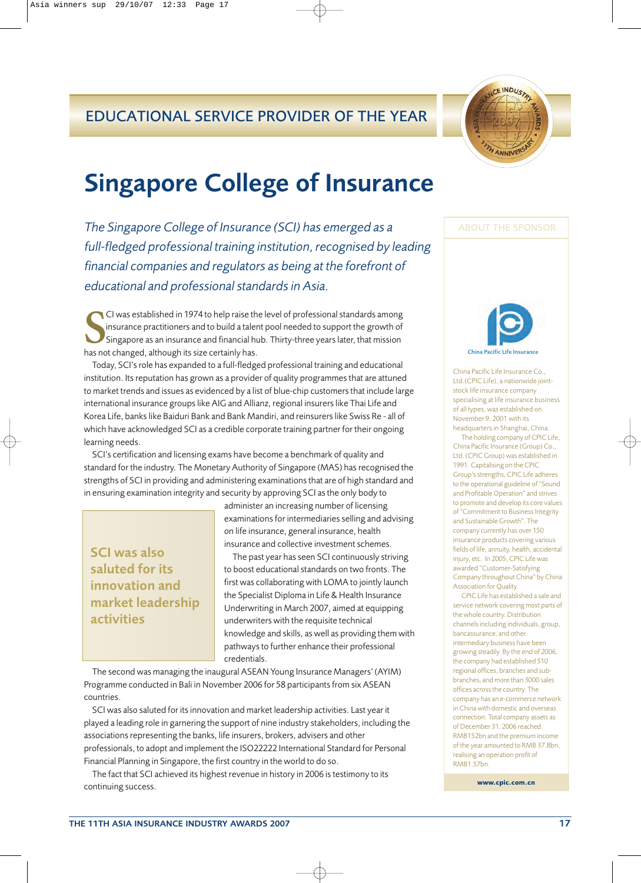## EDUCATIONAL SERVICE PROVIDER OF THE YEAR

# Singapore College of Insurance

*The Singapore College of Insurance (SCI) has emerged as a full-fledged professional training institution, recognised by leading financial companies and regulators as being at the forefront of educational and professional standards in Asia.*

SCI was established in 1974 to help raise the level of professional standards among insurance practitioners and to build a talent pool needed to support the growth of Singapore as an insurance and financial hub. Thirty-three years later, that mission has not changed, although its size certainly has.

Today, SCI's role has expanded to a full-fledged professional training and educational institution. Its reputation has grown as a provider of quality programmes that are attuned to market trends and issues as evidenced by a list of blue-chip customers that include large international insurance groups like AIG and Allianz, regional insurers like Thai Life and Korea Life, banks like Baiduri Bank and Bank Mandiri, and reinsurers like Swiss Re - all of which have acknowledged SCI as a credible corporate training partner for their ongoing learning needs.

SCI's certification and licensing exams have become a benchmark of quality and standard for the industry. The Monetary Authority of Singapore (MAS) has recognised the strengths of SCI in providing and administering examinations that are of high standard and in ensuring examination integrity and security by approving SCI as the only body to administer an increasing number of licensing examinations for intermediaries selling and advising on life insurance, general insurance, health insurance and collective investment schemes.

**SCI was also saluted for its innovation and market leadership activities**

The past year has seen SCI continuously striving to boost educational standards on two fronts. The first was collaborating with LOMA to jointly launch the Specialist Diploma in Life & Health Insurance Underwriting in March 2007, aimed at equipping underwriters with the requisite technical knowledge and skills, as well as providing them with pathways to further enhance their professional credentials.

The second was managing the inaugural ASEAN Young Insurance Managers' (AYIM) Programme conducted in Bali in November 2006 for 58 participants from six ASEAN countries.

SCI was also saluted for its innovation and market leadership activities. Last year it played a leading role in garnering the support of nine industry stakeholders, including the associations representing the banks, life insurers, brokers, advisers and other professionals, to adopt and implement the ISO22222 International Standard for Personal Financial Planning in Singapore, the first country in the world to do so.

The fact that SCI achieved its highest revenue in history in 2006 is testimony to its continuing success.

### ABOUT THE SPONSOR

China Pacific Life Insurance

China Pacific Life Insurance Co., Ltd.(CPIC Life), a nationwide joint-stock life insurance company specialising at life insurance business of all types, was established on November 9, 2001 with its headquarters in Shanghai, China.

The holding company of CPIC Life, China Pacific Insurance (Group) Co., Ltd. (CPIC Group) was established in 1991. Capitalising on the CPIC Group's strengths, CPIC Life adheres to the operational guideline of "Sound and Profitable Operation" and strives to promote and develop its core values of "Commitment to Business Integrity and Sustainable Growth". The company currently has over 150 insurance products covering various fields of life, annuity, health, accidental injury, etc. In 2005, CPIC Life was awarded "Customer-Satisfying Company throughout China" by China Association for Quality.

CPIC Life has established a sale and service network covering most parts of the whole country. Distribution channels including individuals, group, bancassurance, and other intermediary business have been growing steadily. By the end of 2006, the company had established 510 regional offices, branches and sub-branches, and more than 3000 sales offices across the country. The company has an e-commerce network in China with domestic and overseas connection. Total company assets as of December 31, 2006 reached RMB152bn and the premium income of the year amounted to RMB 37.8bn, realising an operation profit of RMB1.57bn.

**www.cpic.com.cn**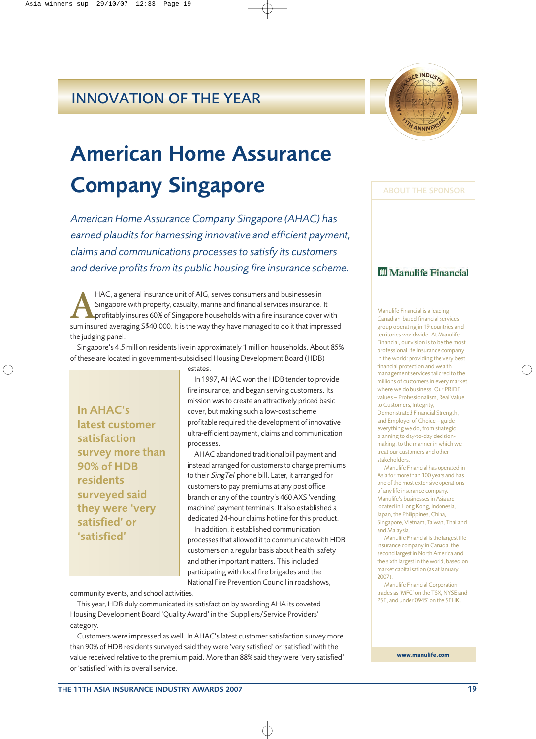## INNOVATION OF THE YEAR

# American Home Assurance Company Singapore

*American Home Assurance Company Singapore (AHAC) has earned plaudits for harnessing innovative and efficient payment, claims and communications processes to satisfy its customers and derive profits from its public housing fire insurance scheme.*

AHAC, a general insurance unit of AIG, serves consumers and businesses in Singapore with property, casualty, marine and financial services insurance. It profitably insures 60% of Singapore households with a fire insurance cover with sum insured averaging S$40,000. It is the way they have managed to do it that impressed the judging panel.

Singapore's 4.5 million residents live in approximately 1 million households. About 85% of these are located in government-subsidised Housing Development Board (HDB) estates.

In 1997, AHAC won the HDB tender to provide fire insurance, and began serving customers. Its mission was to create an attractively priced basic cover, but making such a low-cost scheme profitable required the development of innovative ultra-efficient payment, claims and communication processes.

AHAC abandoned traditional bill payment and instead arranged for customers to charge premiums to their *SingTel* phone bill. Later, it arranged for customers to pay premiums at any post office branch or any of the country's 460 AXS 'vending machine' payment terminals. It also established a dedicated 24-hour claims hotline for this product.

In addition, it established communication processes that allowed it to communicate with HDB customers on a regular basis about health, safety and other important matters. This included participating with local fire brigades and the National Fire Prevention Council in roadshows, community events, and school activities.

> **In AHAC's latest customer satisfaction survey more than 90% of HDB residents surveyed said they were 'very satisfied' or 'satisfied'**

This year, HDB duly communicated its satisfaction by awarding AHA its coveted Housing Development Board 'Quality Award' in the 'Suppliers/Service Providers' category.

Customers were impressed as well. In AHAC's latest customer satisfaction survey more than 90% of HDB residents surveyed said they were 'very satisfied' or 'satisfied' with the value received relative to the premium paid. More than 88% said they were 'very satisfied' or 'satisfied' with its overall service.

---

### ABOUT THE SPONSOR

**Manulife Financial**

Manulife Financial is a leading Canadian-based financial services group operating in 19 countries and territories worldwide. At Manulife Financial, our vision is to be the most professional life insurance company in the world: providing the very best financial protection and wealth management services tailored to the millions of customers in every market where we do business. Our PRIDE values – Professionalism, Real Value to Customers, Integrity, Demonstrated Financial Strength, and Employer of Choice – guide everything we do, from strategic planning to day-to-day decision-making, to the manner in which we treat our customers and other stakeholders.

Manulife Financial has operated in Asia for more than 100 years and has one of the most extensive operations of any life insurance company. Manulife's businesses in Asia are located in Hong Kong, Indonesia, Japan, the Philippines, China, Singapore, Vietnam, Taiwan, Thailand and Malaysia.

Manulife Financial is the largest life insurance company in Canada, the second largest in North America and the sixth largest in the world, based on market capitalisation (as at January 2007).

Manulife Financial Corporation trades as 'MFC' on the TSX, NYSE and PSE, and under '0945' on the SEHK.

**www.manulife.com**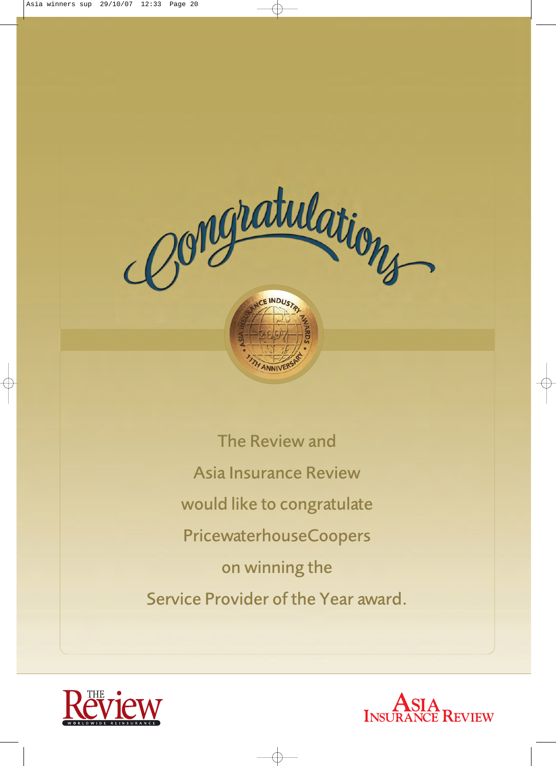# Congratulations

ASIA INSURANCE INDUSTRY AWARDS • 2007 • 11TH ANNIVERSARY

The Review and

Asia Insurance Review

would like to congratulate

PricewaterhouseCoopers

on winning the

Service Provider of the Year award.

THE Review WORLDWIDE REINSURANCE

ASIA INSURANCE REVIEW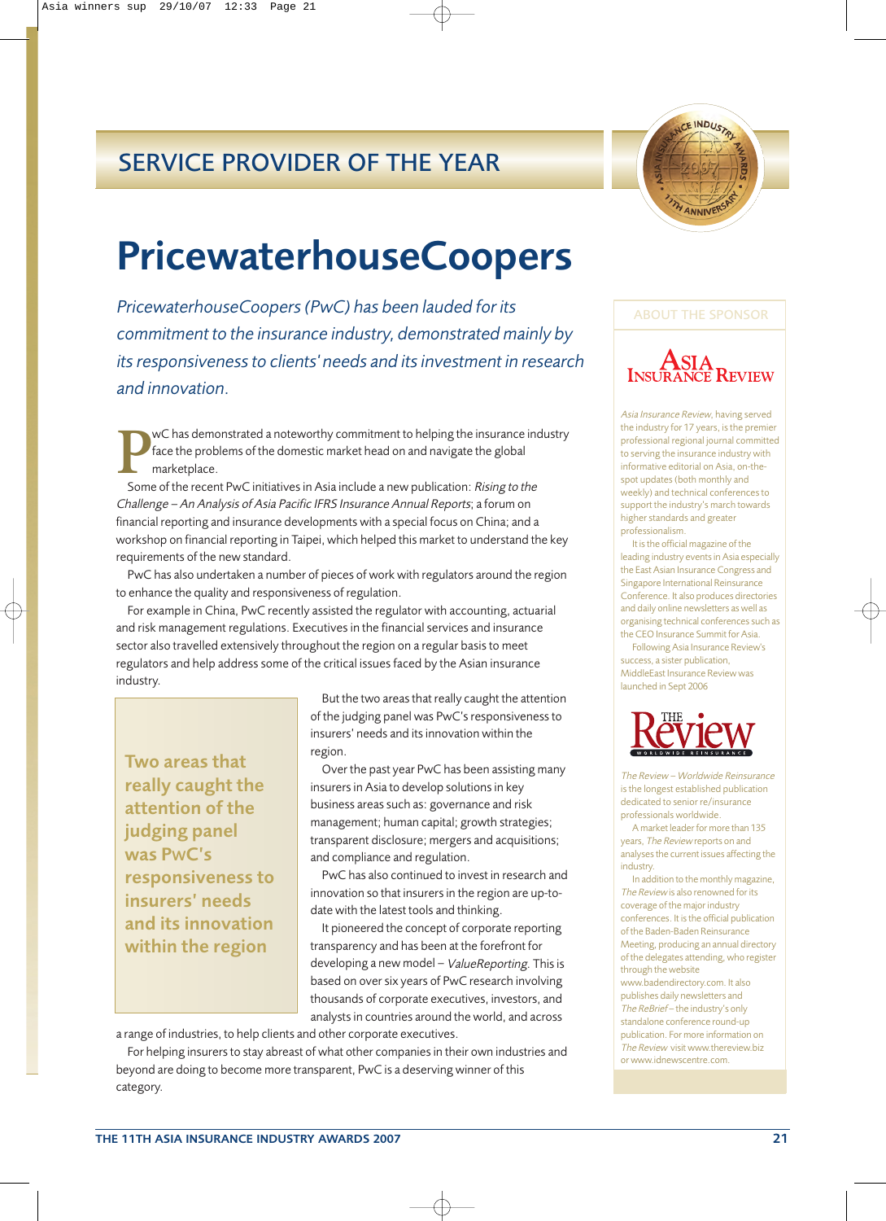## SERVICE PROVIDER OF THE YEAR

# PricewaterhouseCoopers

*PricewaterhouseCoopers (PwC) has been lauded for its commitment to the insurance industry, demonstrated mainly by its responsiveness to clients' needs and its investment in research and innovation.*

PwC has demonstrated a noteworthy commitment to helping the insurance industry face the problems of the domestic market head on and navigate the global marketplace.

Some of the recent PwC initiatives in Asia include a new publication: *Rising to the Challenge – An Analysis of Asia Pacific IFRS Insurance Annual Reports*; a forum on financial reporting and insurance developments with a special focus on China; and a workshop on financial reporting in Taipei, which helped this market to understand the key requirements of the new standard.

PwC has also undertaken a number of pieces of work with regulators around the region to enhance the quality and responsiveness of regulation.

For example in China, PwC recently assisted the regulator with accounting, actuarial and risk management regulations. Executives in the financial services and insurance sector also travelled extensively throughout the region on a regular basis to meet regulators and help address some of the critical issues faced by the Asian insurance industry.

> **Two areas that really caught the attention of the judging panel was PwC's responsiveness to insurers' needs and its innovation within the region**

But the two areas that really caught the attention of the judging panel was PwC's responsiveness to insurers' needs and its innovation within the region.

Over the past year PwC has been assisting many insurers in Asia to develop solutions in key business areas such as: governance and risk management; human capital; growth strategies; transparent disclosure; mergers and acquisitions; and compliance and regulation.

PwC has also continued to invest in research and innovation so that insurers in the region are up-to-date with the latest tools and thinking.

It pioneered the concept of corporate reporting transparency and has been at the forefront for developing a new model – *ValueReporting*. This is based on over six years of PwC research involving thousands of corporate executives, investors, and analysts in countries around the world, and across a range of industries, to help clients and other corporate executives.

For helping insurers to stay abreast of what other companies in their own industries and beyond are doing to become more transparent, PwC is a deserving winner of this category.

---

### ABOUT THE SPONSOR

**Asia Insurance Review**

*Asia Insurance Review*, having served the industry for 17 years, is the premier professional regional journal committed to serving the insurance industry with informative editorial on Asia, on-the-spot updates (both monthly and weekly) and technical conferences to support the industry's march towards higher standards and greater professionalism.

It is the official magazine of the leading industry events in Asia especially the East Asian Insurance Congress and Singapore International Reinsurance Conference. It also produces directories and daily online newsletters as well as organising technical conferences such as the CEO Insurance Summit for Asia.

Following Asia Insurance Review's success, a sister publication, MiddleEast Insurance Review was launched in Sept 2006

**The Review – Worldwide Reinsurance**

*The Review – Worldwide Reinsurance* is the longest established publication dedicated to senior re/insurance professionals worldwide.

A market leader for more than 135 years, *The Review* reports on and analyses the current issues affecting the industry.

In addition to the monthly magazine, *The Review* is also renowned for its coverage of the major industry conferences. It is the official publication of the Baden-Baden Reinsurance Meeting, producing an annual directory of the delegates attending, who register through the website www.badendirectory.com. It also publishes daily newsletters and *The ReBrief* – the industry's only standalone conference round-up publication. For more information on *The Review* visit www.thereview.biz or www.idnewscentre.com.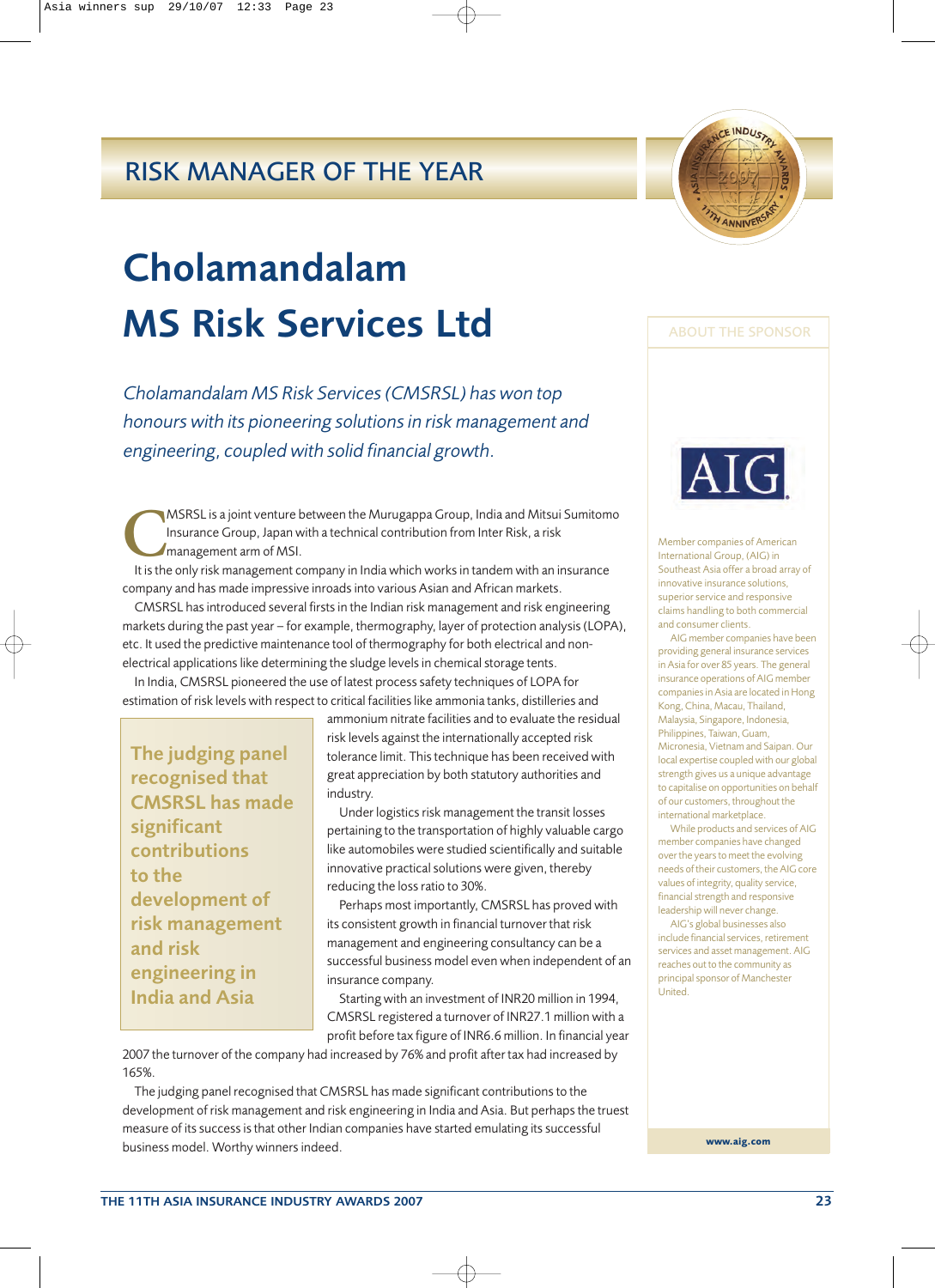## RISK MANAGER OF THE YEAR

# Cholamandalam MS Risk Services Ltd

*Cholamandalam MS Risk Services (CMSRSL) has won top honours with its pioneering solutions in risk management and engineering, coupled with solid financial growth.*

CMSRSL is a joint venture between the Murugappa Group, India and Mitsui Sumitomo Insurance Group, Japan with a technical contribution from Inter Risk, a risk management arm of MSI.

It is the only risk management company in India which works in tandem with an insurance company and has made impressive inroads into various Asian and African markets.

CMSRSL has introduced several firsts in the Indian risk management and risk engineering markets during the past year – for example, thermography, layer of protection analysis (LOPA), etc. It used the predictive maintenance tool of thermography for both electrical and non-electrical applications like determining the sludge levels in chemical storage tents.

In India, CMSRSL pioneered the use of latest process safety techniques of LOPA for estimation of risk levels with respect to critical facilities like ammonia tanks, distilleries and ammonium nitrate facilities and to evaluate the residual risk levels against the internationally accepted risk tolerance limit. This technique has been received with great appreciation by both statutory authorities and industry.

> **The judging panel recognised that CMSRSL has made significant contributions to the development of risk management and risk engineering in India and Asia**

Under logistics risk management the transit losses pertaining to the transportation of highly valuable cargo like automobiles were studied scientifically and suitable innovative practical solutions were given, thereby reducing the loss ratio to 30%.

Perhaps most importantly, CMSRSL has proved with its consistent growth in financial turnover that risk management and engineering consultancy can be a successful business model even when independent of an insurance company.

Starting with an investment of INR20 million in 1994, CMSRSL registered a turnover of INR27.1 million with a profit before tax figure of INR6.6 million. In financial year 2007 the turnover of the company had increased by 76% and profit after tax had increased by 165%.

The judging panel recognised that CMSRSL has made significant contributions to the development of risk management and risk engineering in India and Asia. But perhaps the truest measure of its success is that other Indian companies have started emulating its successful business model. Worthy winners indeed.

---

### ABOUT THE SPONSOR

**AIG**

Member companies of American International Group, (AIG) in Southeast Asia offer a broad array of innovative insurance solutions, superior service and responsive claims handling to both commercial and consumer clients.

AIG member companies have been providing general insurance services in Asia for over 85 years. The general insurance operations of AIG member companies in Asia are located in Hong Kong, China, Macau, Thailand, Malaysia, Singapore, Indonesia, Philippines, Taiwan, Guam, Micronesia, Vietnam and Saipan. Our local expertise coupled with our global strength gives us a unique advantage to capitalise on opportunities on behalf of our customers, throughout the international marketplace.

While products and services of AIG member companies have changed over the years to meet the evolving needs of their customers, the AIG core values of integrity, quality service, financial strength and responsive leadership will never change.

AIG's global businesses also include financial services, retirement services and asset management. AIG reaches out to the community as principal sponsor of Manchester United.

**www.aig.com**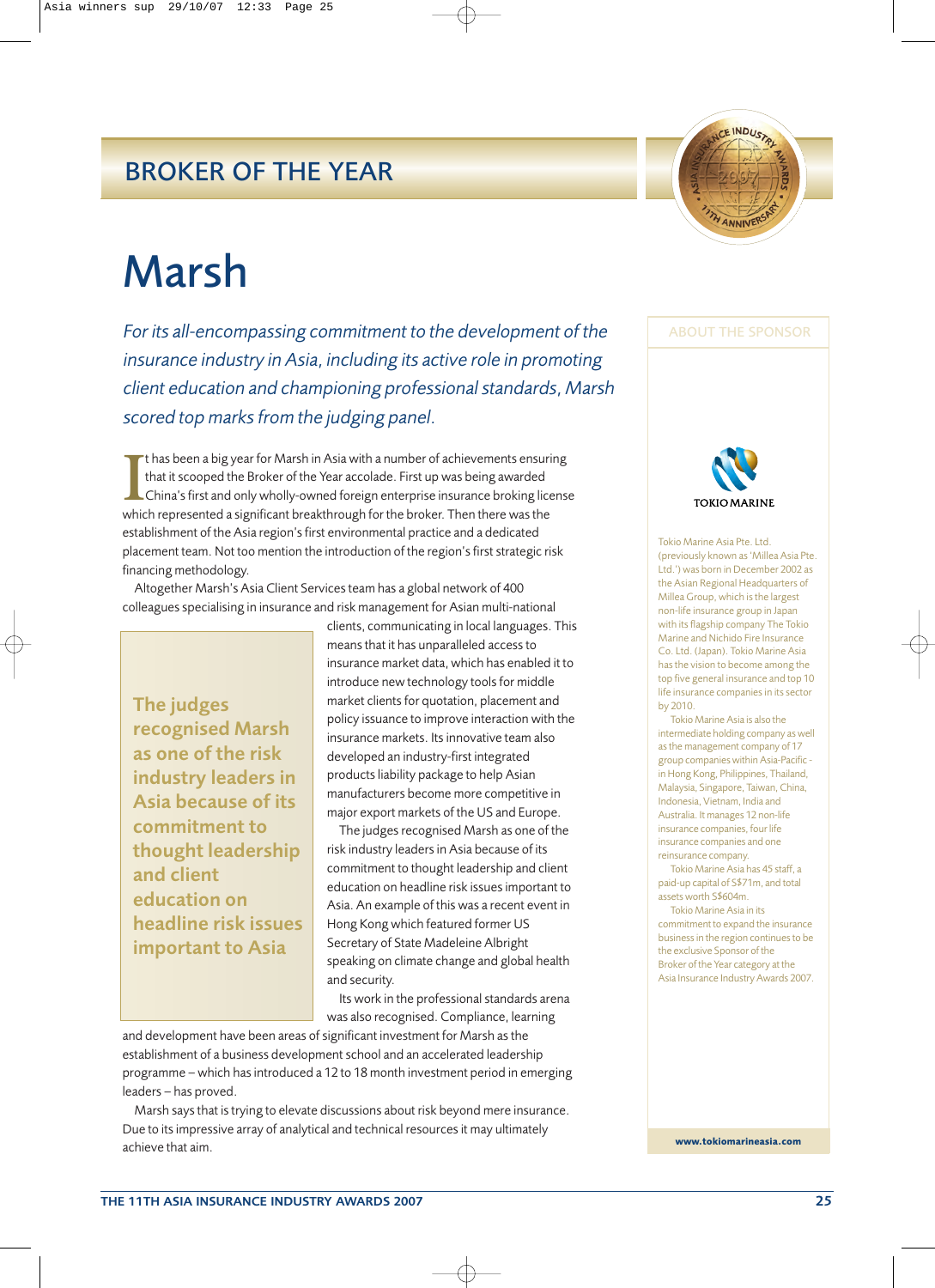## BROKER OF THE YEAR

# Marsh

*For its all-encompassing commitment to the development of the insurance industry in Asia, including its active role in promoting client education and championing professional standards, Marsh scored top marks from the judging panel.*

It has been a big year for Marsh in Asia with a number of achievements ensuring that it scooped the Broker of the Year accolade. First up was being awarded China's first and only wholly-owned foreign enterprise insurance broking license which represented a significant breakthrough for the broker. Then there was the establishment of the Asia region's first environmental practice and a dedicated placement team. Not too mention the introduction of the region's first strategic risk financing methodology.

Altogether Marsh's Asia Client Services team has a global network of 400 colleagues specialising in insurance and risk management for Asian multi-national clients, communicating in local languages. This means that it has unparalleled access to insurance market data, which has enabled it to introduce new technology tools for middle market clients for quotation, placement and policy issuance to improve interaction with the insurance markets. Its innovative team also developed an industry-first integrated products liability package to help Asian manufacturers become more competitive in major export markets of the US and Europe.

**The judges recognised Marsh as one of the risk industry leaders in Asia because of its commitment to thought leadership and client education on headline risk issues important to Asia**

The judges recognised Marsh as one of the risk industry leaders in Asia because of its commitment to thought leadership and client education on headline risk issues important to Asia. An example of this was a recent event in Hong Kong which featured former US Secretary of State Madeleine Albright speaking on climate change and global health and security.

Its work in the professional standards arena was also recognised. Compliance, learning and development have been areas of significant investment for Marsh as the establishment of a business development school and an accelerated leadership programme – which has introduced a 12 to 18 month investment period in emerging leaders – has proved.

Marsh says that is trying to elevate discussions about risk beyond mere insurance. Due to its impressive array of analytical and technical resources it may ultimately achieve that aim.

### ABOUT THE SPONSOR

TOKIO MARINE

Tokio Marine Asia Pte. Ltd. (previously known as 'Millea Asia Pte. Ltd.') was born in December 2002 as the Asian Regional Headquarters of Millea Group, which is the largest non-life insurance group in Japan with its flagship company The Tokio Marine and Nichido Fire Insurance Co. Ltd. (Japan). Tokio Marine Asia has the vision to become among the top five general insurance and top 10 life insurance companies in its sector by 2010.

Tokio Marine Asia is also the intermediate holding company as well as the management company of 17 group companies within Asia-Pacific - in Hong Kong, Philippines, Thailand, Malaysia, Singapore, Taiwan, China, Indonesia, Vietnam, India and Australia. It manages 12 non-life insurance companies, four life insurance companies and one reinsurance company.

Tokio Marine Asia has 45 staff, a paid-up capital of S$71m, and total assets worth S$604m.

Tokio Marine Asia in its commitment to expand the insurance business in the region continues to be the exclusive Sponsor of the Broker of the Year category at the Asia Insurance Industry Awards 2007.

**www.tokiomarineasia.com**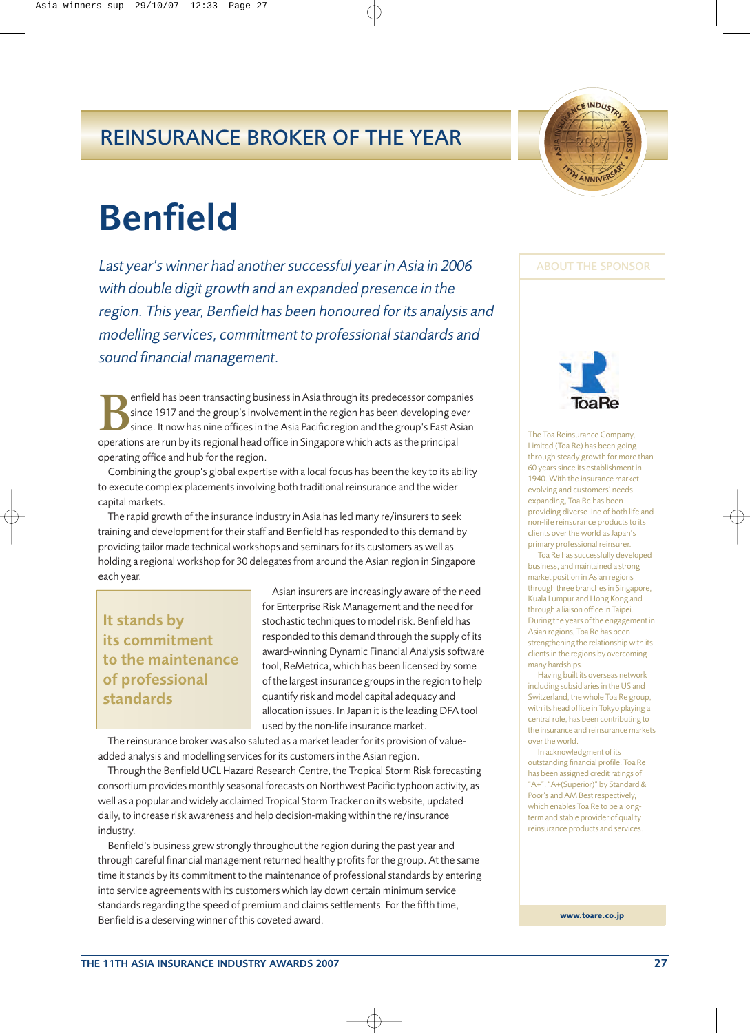## REINSURANCE BROKER OF THE YEAR

# Benfield

*Last year's winner had another successful year in Asia in 2006 with double digit growth and an expanded presence in the region. This year, Benfield has been honoured for its analysis and modelling services, commitment to professional standards and sound financial management.*

Benfield has been transacting business in Asia through its predecessor companies since 1917 and the group's involvement in the region has been developing ever since. It now has nine offices in the Asia Pacific region and the group's East Asian operations are run by its regional head office in Singapore which acts as the principal operating office and hub for the region.

Combining the group's global expertise with a local focus has been the key to its ability to execute complex placements involving both traditional reinsurance and the wider capital markets.

The rapid growth of the insurance industry in Asia has led many re/insurers to seek training and development for their staff and Benfield has responded to this demand by providing tailor made technical workshops and seminars for its customers as well as holding a regional workshop for 30 delegates from around the Asian region in Singapore each year.

> **It stands by its commitment to the maintenance of professional standards**

Asian insurers are increasingly aware of the need for Enterprise Risk Management and the need for stochastic techniques to model risk. Benfield has responded to this demand through the supply of its award-winning Dynamic Financial Analysis software tool, ReMetrica, which has been licensed by some of the largest insurance groups in the region to help quantify risk and model capital adequacy and allocation issues. In Japan it is the leading DFA tool used by the non-life insurance market.

The reinsurance broker was also saluted as a market leader for its provision of value-added analysis and modelling services for its customers in the Asian region.

Through the Benfield UCL Hazard Research Centre, the Tropical Storm Risk forecasting consortium provides monthly seasonal forecasts on Northwest Pacific typhoon activity, as well as a popular and widely acclaimed Tropical Storm Tracker on its website, updated daily, to increase risk awareness and help decision-making within the re/insurance industry.

Benfield's business grew strongly throughout the region during the past year and through careful financial management returned healthy profits for the group. At the same time it stands by its commitment to the maintenance of professional standards by entering into service agreements with its customers which lay down certain minimum service standards regarding the speed of premium and claims settlements. For the fifth time, Benfield is a deserving winner of this coveted award.

### ABOUT THE SPONSOR

ToaRe

The Toa Reinsurance Company, Limited (Toa Re) has been going through steady growth for more than 60 years since its establishment in 1940. With the insurance market evolving and customers' needs expanding, Toa Re has been providing diverse line of both life and non-life reinsurance products to its clients over the world as Japan's primary professional reinsurer.

Toa Re has successfully developed business, and maintained a strong market position in Asian regions through three branches in Singapore, Kuala Lumpur and Hong Kong and through a liaison office in Taipei. During the years of the engagement in Asian regions, Toa Re has been strengthening the relationship with its clients in the regions by overcoming many hardships.

Having built its overseas network including subsidiaries in the US and Switzerland, the whole Toa Re group, with its head office in Tokyo playing a central role, has been contributing to the insurance and reinsurance markets over the world.

In acknowledgment of its outstanding financial profile, Toa Re has been assigned credit ratings of "A+", "A+(Superior)" by Standard & Poor's and AM Best respectively, which enables Toa Re to be a long-term and stable provider of quality reinsurance products and services.

**www.toare.co.jp**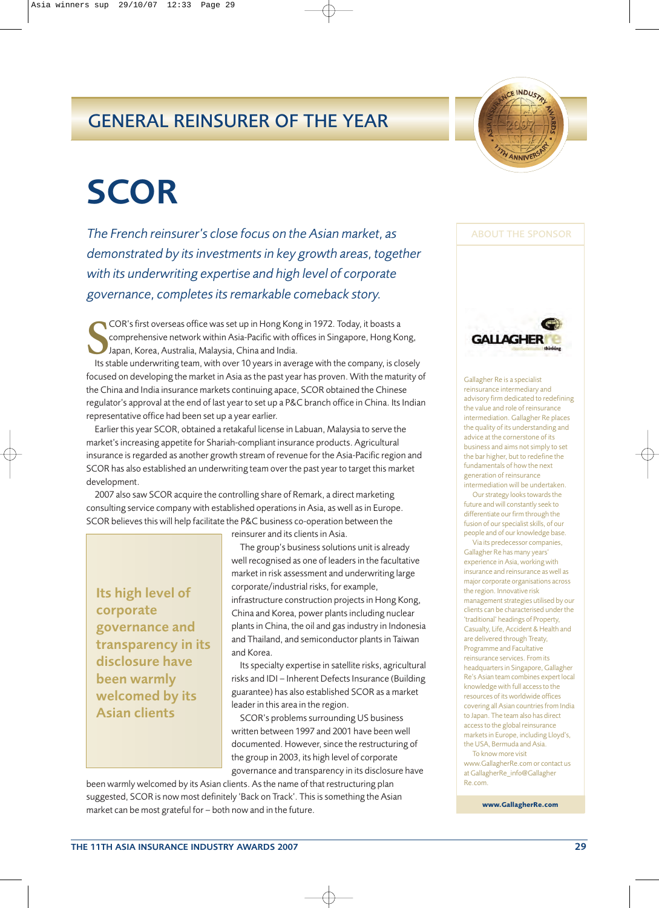## GENERAL REINSURER OF THE YEAR

# SCOR

*The French reinsurer's close focus on the Asian market, as demonstrated by its investments in key growth areas, together with its underwriting expertise and high level of corporate governance, completes its remarkable comeback story.*

SCOR's first overseas office was set up in Hong Kong in 1972. Today, it boasts a comprehensive network within Asia-Pacific with offices in Singapore, Hong Kong, Japan, Korea, Australia, Malaysia, China and India.

Its stable underwriting team, with over 10 years in average with the company, is closely focused on developing the market in Asia as the past year has proven. With the maturity of the China and India insurance markets continuing apace, SCOR obtained the Chinese regulator's approval at the end of last year to set up a P&C branch office in China. Its Indian representative office had been set up a year earlier.

Earlier this year SCOR, obtained a retakaful license in Labuan, Malaysia to serve the market's increasing appetite for Shariah-compliant insurance products. Agricultural insurance is regarded as another growth stream of revenue for the Asia-Pacific region and SCOR has also established an underwriting team over the past year to target this market development.

2007 also saw SCOR acquire the controlling share of Remark, a direct marketing consulting service company with established operations in Asia, as well as in Europe. SCOR believes this will help facilitate the P&C business co-operation between the reinsurer and its clients in Asia.

The group's business solutions unit is already well recognised as one of leaders in the facultative market in risk assessment and underwriting large corporate/industrial risks, for example, infrastructure construction projects in Hong Kong, China and Korea, power plants including nuclear plants in China, the oil and gas industry in Indonesia and Thailand, and semiconductor plants in Taiwan and Korea.

Its specialty expertise in satellite risks, agricultural risks and IDI – Inherent Defects Insurance (Building guarantee) has also established SCOR as a market leader in this area in the region.

SCOR's problems surrounding US business written between 1997 and 2001 have been well documented. However, since the restructuring of the group in 2003, its high level of corporate governance and transparency in its disclosure have been warmly welcomed by its Asian clients. As the name of that restructuring plan suggested, SCOR is now most definitely 'Back on Track'. This is something the Asian market can be most grateful for – both now and in the future.

> **Its high level of corporate governance and transparency in its disclosure have been warmly welcomed by its Asian clients**

### ABOUT THE SPONSOR

GALLAGHER re

Gallagher Re is a specialist reinsurance intermediary and advisory firm dedicated to redefining the value and role of reinsurance intermediation. Gallagher Re places the quality of its understanding and advice at the cornerstone of its business and aims not simply to set the bar higher, but to redefine the fundamentals of how the next generation of reinsurance intermediation will be undertaken.

Our strategy looks towards the future and will constantly seek to differentiate our firm through the fusion of our specialist skills, of our people and of our knowledge base.

Via its predecessor companies, Gallagher Re has many years' experience in Asia, working with insurance and reinsurance as well as major corporate organisations across the region. Innovative risk management strategies utilised by our clients can be characterised under the 'traditional' headings of Property, Casualty, Life, Accident & Health and are delivered through Treaty, Programme and Facultative reinsurance services. From its headquarters in Singapore, Gallagher Re's Asian team combines expert local knowledge with full access to the resources of its worldwide offices covering all Asian countries from India to Japan. The team also has direct access to the global reinsurance markets in Europe, including Lloyd's, the USA, Bermuda and Asia.

To know more visit www.GallagherRe.com or contact us at GallagherRe_info@GallagherRe.com.

**www.GallagherRe.com**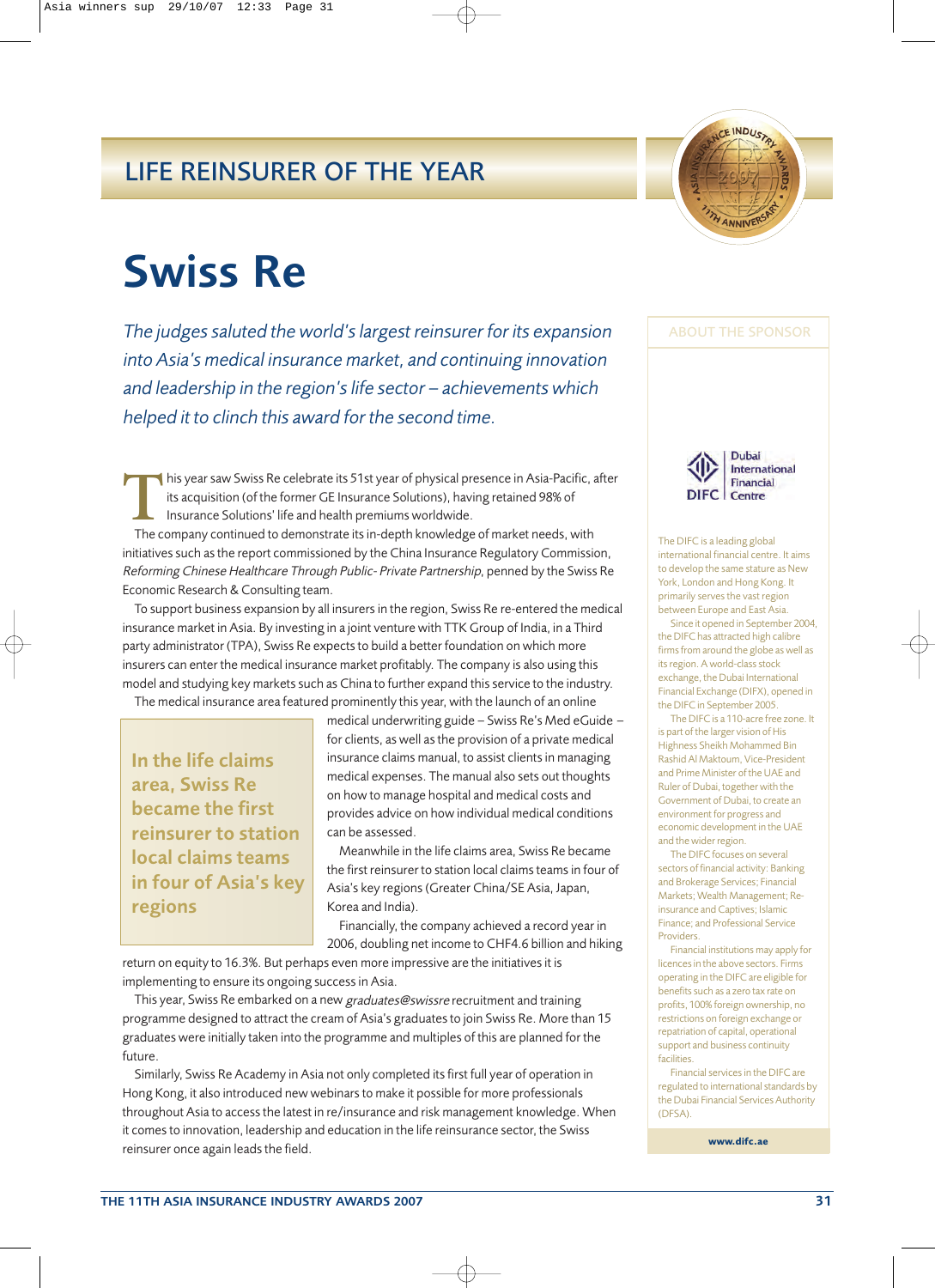## LIFE REINSURER OF THE YEAR

# Swiss Re

*The judges saluted the world's largest reinsurer for its expansion into Asia's medical insurance market, and continuing innovation and leadership in the region's life sector – achievements which helped it to clinch this award for the second time.*

This year saw Swiss Re celebrate its 51st year of physical presence in Asia-Pacific, after its acquisition (of the former GE Insurance Solutions), having retained 98% of Insurance Solutions' life and health premiums worldwide.

The company continued to demonstrate its in-depth knowledge of market needs, with initiatives such as the report commissioned by the China Insurance Regulatory Commission, *Reforming Chinese Healthcare Through Public- Private Partnership*, penned by the Swiss Re Economic Research & Consulting team.

To support business expansion by all insurers in the region, Swiss Re re-entered the medical insurance market in Asia. By investing in a joint venture with TTK Group of India, in a Third party administrator (TPA), Swiss Re expects to build a better foundation on which more insurers can enter the medical insurance market profitably. The company is also using this model and studying key markets such as China to further expand this service to the industry.

The medical insurance area featured prominently this year, with the launch of an online medical underwriting guide – Swiss Re's Med eGuide – for clients, as well as the provision of a private medical insurance claims manual, to assist clients in managing medical expenses. The manual also sets out thoughts on how to manage hospital and medical costs and provides advice on how individual medical conditions can be assessed.

**In the life claims area, Swiss Re became the first reinsurer to station local claims teams in four of Asia's key regions**

Meanwhile in the life claims area, Swiss Re became the first reinsurer to station local claims teams in four of Asia's key regions (Greater China/SE Asia, Japan, Korea and India).

Financially, the company achieved a record year in 2006, doubling net income to CHF4.6 billion and hiking return on equity to 16.3%. But perhaps even more impressive are the initiatives it is implementing to ensure its ongoing success in Asia.

This year, Swiss Re embarked on a new *graduates@swissre* recruitment and training programme designed to attract the cream of Asia's graduates to join Swiss Re. More than 15 graduates were initially taken into the programme and multiples of this are planned for the future.

Similarly, Swiss Re Academy in Asia not only completed its first full year of operation in Hong Kong, it also introduced new webinars to make it possible for more professionals throughout Asia to access the latest in re/insurance and risk management knowledge. When it comes to innovation, leadership and education in the life reinsurance sector, the Swiss reinsurer once again leads the field.

### ABOUT THE SPONSOR

DIFC | Dubai International Financial Centre

The DIFC is a leading global international financial centre. It aims to develop the same stature as New York, London and Hong Kong. It primarily serves the vast region between Europe and East Asia.

Since it opened in September 2004, the DIFC has attracted high calibre firms from around the globe as well as its region. A world-class stock exchange, the Dubai International Financial Exchange (DIFX), opened in the DIFC in September 2005.

The DIFC is a 110-acre free zone. It is part of the larger vision of His Highness Sheikh Mohammed Bin Rashid Al Maktoum, Vice-President and Prime Minister of the UAE and Ruler of Dubai, together with the Government of Dubai, to create an environment for progress and economic development in the UAE and the wider region.

The DIFC focuses on several sectors of financial activity: Banking and Brokerage Services; Financial Markets; Wealth Management; Re-insurance and Captives; Islamic Finance; and Professional Service Providers.

Financial institutions may apply for licences in the above sectors. Firms operating in the DIFC are eligible for benefits such as a zero tax rate on profits, 100% foreign ownership, no restrictions on foreign exchange or repatriation of capital, operational support and business continuity facilities.

Financial services in the DIFC are regulated to international standards by the Dubai Financial Services Authority (DFSA).

**www.difc.ae**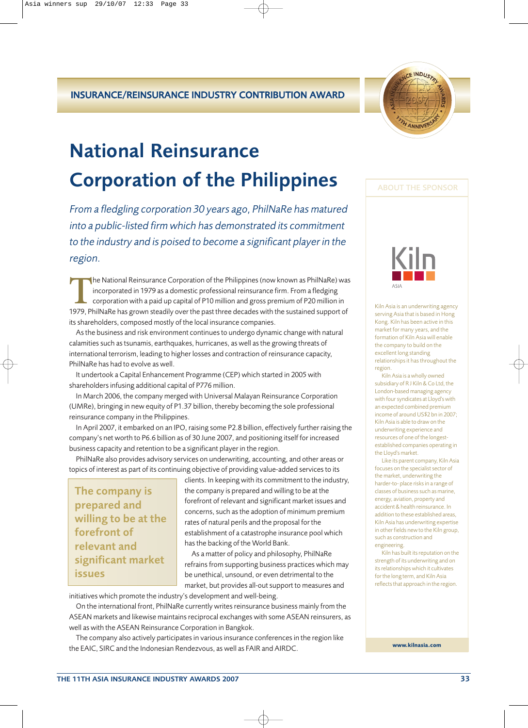INSURANCE/REINSURANCE INDUSTRY CONTRIBUTION AWARD

# National Reinsurance Corporation of the Philippines

*From a fledgling corporation 30 years ago, PhilNaRe has matured into a public-listed firm which has demonstrated its commitment to the industry and is poised to become a significant player in the region.*

The National Reinsurance Corporation of the Philippines (now known as PhilNaRe) was incorporated in 1979 as a domestic professional reinsurance firm. From a fledging corporation with a paid up capital of P10 million and gross premium of P20 million in 1979, PhilNaRe has grown steadily over the past three decades with the sustained support of its shareholders, composed mostly of the local insurance companies.

As the business and risk environment continues to undergo dynamic change with natural calamities such as tsunamis, earthquakes, hurricanes, as well as the growing threats of international terrorism, leading to higher losses and contraction of reinsurance capacity, PhilNaRe has had to evolve as well.

It undertook a Capital Enhancement Programme (CEP) which started in 2005 with shareholders infusing additional capital of P776 million.

In March 2006, the company merged with Universal Malayan Reinsurance Corporation (UMRe), bringing in new equity of P1.37 billion, thereby becoming the sole professional reinsurance company in the Philippines.

In April 2007, it embarked on an IPO, raising some P2.8 billion, effectively further raising the company's net worth to P6.6 billion as of 30 June 2007, and positioning itself for increased business capacity and retention to be a significant player in the region.

PhilNaRe also provides advisory services on underwriting, accounting, and other areas or topics of interest as part of its continuing objective of providing value-added services to its clients. In keeping with its commitment to the industry, the company is prepared and willing to be at the forefront of relevant and significant market issues and concerns, such as the adoption of minimum premium rates of natural perils and the proposal for the establishment of a catastrophe insurance pool which has the backing of the World Bank.

> **The company is prepared and willing to be at the forefront of relevant and significant market issues**

As a matter of policy and philosophy, PhilNaRe refrains from supporting business practices which may be unethical, unsound, or even detrimental to the market, but provides all-out support to measures and initiatives which promote the industry's development and well-being.

On the international front, PhilNaRe currently writes reinsurance business mainly from the ASEAN markets and likewise maintains reciprocal exchanges with some ASEAN reinsurers, as well as with the ASEAN Reinsurance Corporation in Bangkok.

The company also actively participates in various insurance conferences in the region like the EAIC, SIRC and the Indonesian Rendezvous, as well as FAIR and AIRDC.

## ABOUT THE SPONSOR

Kiln ASIA

Kiln Asia is an underwriting agency serving Asia that is based in Hong Kong. Kiln has been active in this market for many years, and the formation of Kiln Asia will enable the company to build on the excellent long standing relationships it has throughout the region.

Kiln Asia is a wholly owned subsidiary of R J Kiln & Co Ltd, the London-based managing agency with four syndicates at Lloyd's with an expected combined premium income of around US$2 bn in 2007; Kiln Asia is able to draw on the underwriting experience and resources of one of the longest-established companies operating in the Lloyd's market.

Like its parent company, Kiln Asia focuses on the specialist sector of the market, underwriting the harder-to- place risks in a range of classes of business such as marine, energy, aviation, property and accident & health reinsurance. In addition to these established areas, Kiln Asia has underwriting expertise in other fields new to the Kiln group, such as construction and engineering.

Kiln has built its reputation on the strength of its underwriting and on its relationships which it cultivates for the long term, and Kiln Asia reflects that approach in the region.

www.kilnasia.com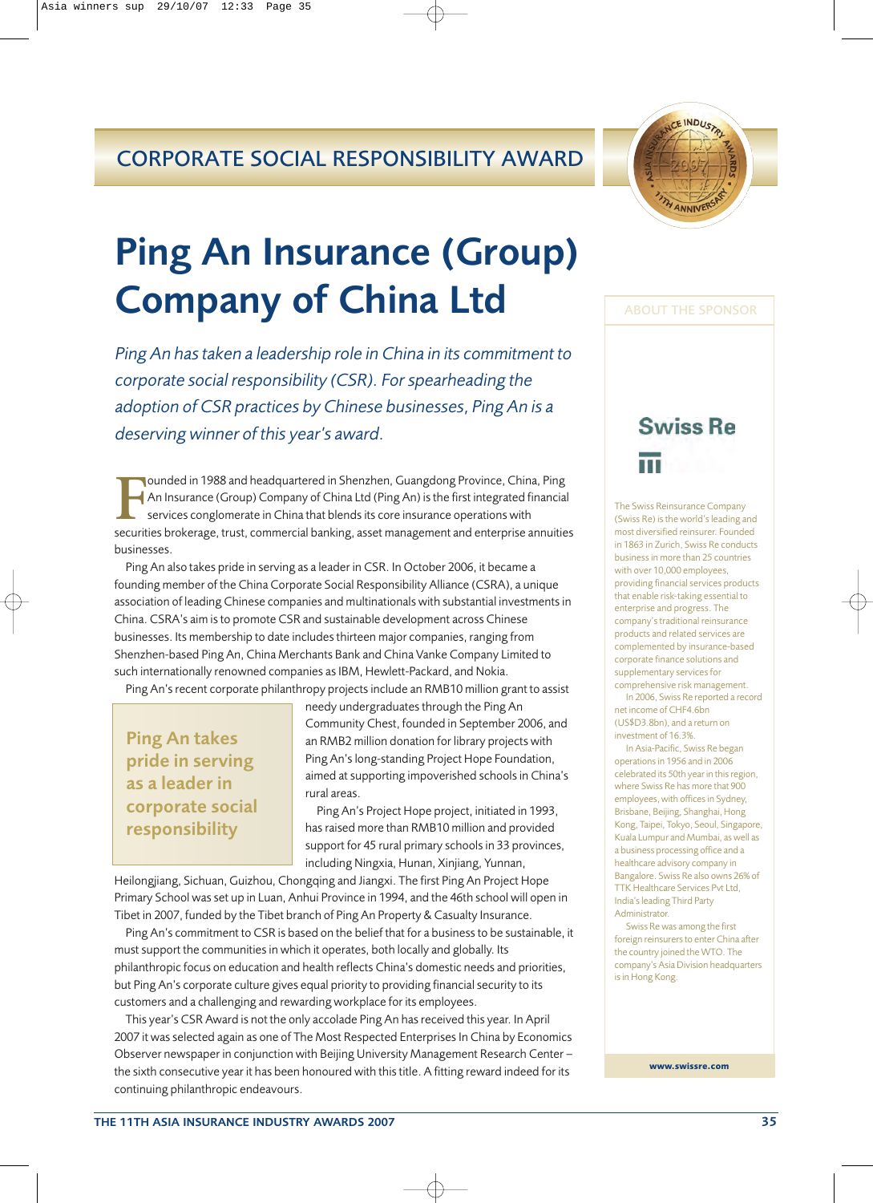## CORPORATE SOCIAL RESPONSIBILITY AWARD

# Ping An Insurance (Group) Company of China Ltd

*Ping An has taken a leadership role in China in its commitment to corporate social responsibility (CSR). For spearheading the adoption of CSR practices by Chinese businesses, Ping An is a deserving winner of this year's award.*

Founded in 1988 and headquartered in Shenzhen, Guangdong Province, China, Ping An Insurance (Group) Company of China Ltd (Ping An) is the first integrated financial services conglomerate in China that blends its core insurance operations with securities brokerage, trust, commercial banking, asset management and enterprise annuities businesses.

Ping An also takes pride in serving as a leader in CSR. In October 2006, it became a founding member of the China Corporate Social Responsibility Alliance (CSRA), a unique association of leading Chinese companies and multinationals with substantial investments in China. CSRA's aim is to promote CSR and sustainable development across Chinese businesses. Its membership to date includes thirteen major companies, ranging from Shenzhen-based Ping An, China Merchants Bank and China Vanke Company Limited to such internationally renowned companies as IBM, Hewlett-Packard, and Nokia.

Ping An's recent corporate philanthropy projects include an RMB10 million grant to assist needy undergraduates through the Ping An Community Chest, founded in September 2006, and an RMB2 million donation for library projects with Ping An's long-standing Project Hope Foundation, aimed at supporting impoverished schools in China's rural areas.

> **Ping An takes pride in serving as a leader in corporate social responsibility**

Ping An's Project Hope project, initiated in 1993, has raised more than RMB10 million and provided support for 45 rural primary schools in 33 provinces, including Ningxia, Hunan, Xinjiang, Yunnan, Heilongjiang, Sichuan, Guizhou, Chongqing and Jiangxi. The first Ping An Project Hope Primary School was set up in Luan, Anhui Province in 1994, and the 46th school will open in Tibet in 2007, funded by the Tibet branch of Ping An Property & Casualty Insurance.

Ping An's commitment to CSR is based on the belief that for a business to be sustainable, it must support the communities in which it operates, both locally and globally. Its philanthropic focus on education and health reflects China's domestic needs and priorities, but Ping An's corporate culture gives equal priority to providing financial security to its customers and a challenging and rewarding workplace for its employees.

This year's CSR Award is not the only accolade Ping An has received this year. In April 2007 it was selected again as one of The Most Respected Enterprises In China by Economics Observer newspaper in conjunction with Beijing University Management Research Center – the sixth consecutive year it has been honoured with this title. A fitting reward indeed for its continuing philanthropic endeavours.

---

### ABOUT THE SPONSOR

**Swiss Re**

The Swiss Reinsurance Company (Swiss Re) is the world's leading and most diversified reinsurer. Founded in 1863 in Zurich, Swiss Re conducts business in more than 25 countries with over 10,000 employees, providing financial services products that enable risk-taking essential to enterprise and progress. The company's traditional reinsurance products and related services are complemented by insurance-based corporate finance solutions and supplementary services for comprehensive risk management.

In 2006, Swiss Re reported a record net income of CHF4.6bn (US$D3.8bn), and a return on investment of 16.3%.

In Asia-Pacific, Swiss Re began operations in 1956 and in 2006 celebrated its 50th year in this region, where Swiss Re has more that 900 employees, with offices in Sydney, Brisbane, Beijing, Shanghai, Hong Kong, Taipei, Tokyo, Seoul, Singapore, Kuala Lumpur and Mumbai, as well as a business processing office and a healthcare advisory company in Bangalore. Swiss Re also owns 26% of TTK Healthcare Services Pvt Ltd, India's leading Third Party Administrator.

Swiss Re was among the first foreign reinsurers to enter China after the country joined the WTO. The company's Asia Division headquarters is in Hong Kong.

**www.swissre.com**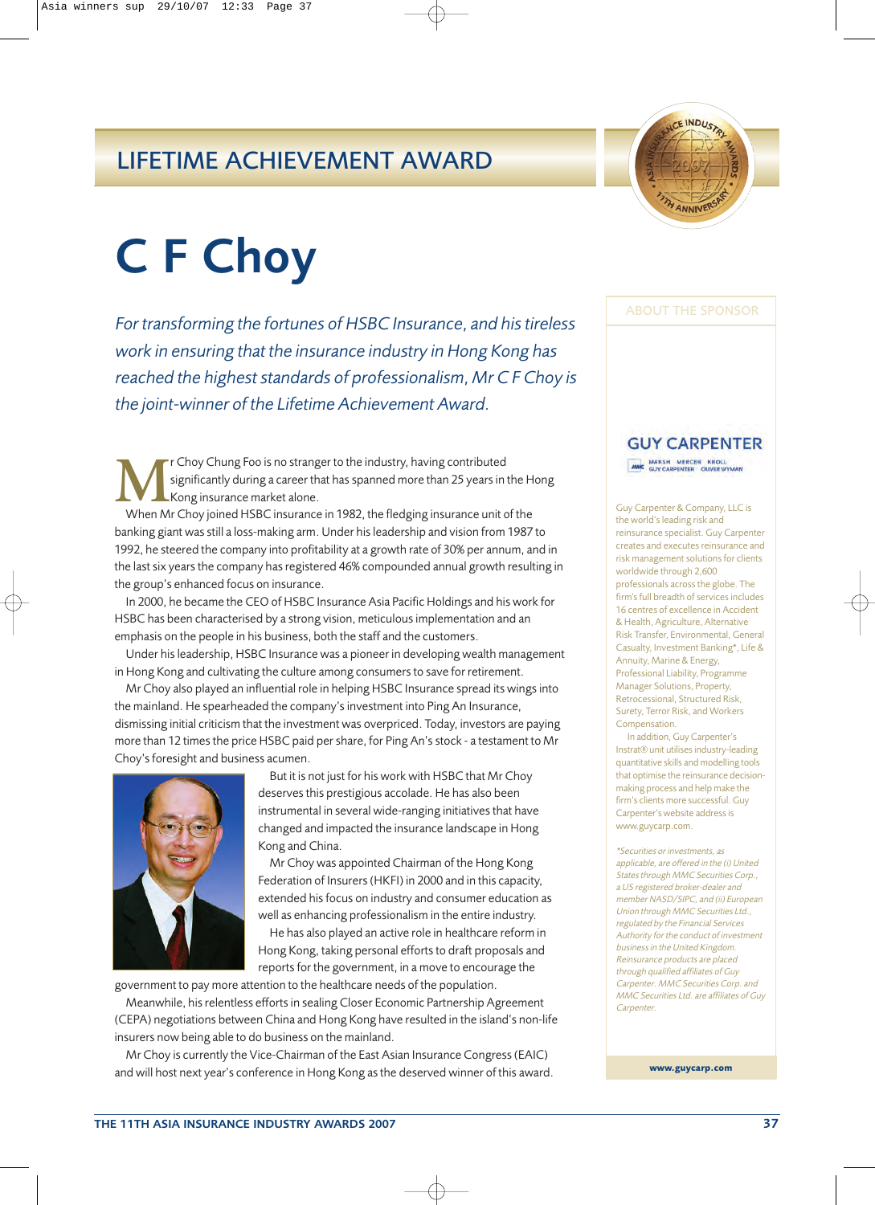## LIFETIME ACHIEVEMENT AWARD

# C F Choy

*For transforming the fortunes of HSBC Insurance, and his tireless work in ensuring that the insurance industry in Hong Kong has reached the highest standards of professionalism, Mr C F Choy is the joint-winner of the Lifetime Achievement Award.*

Mr Choy Chung Foo is no stranger to the industry, having contributed significantly during a career that has spanned more than 25 years in the Hong Kong insurance market alone.

When Mr Choy joined HSBC insurance in 1982, the fledging insurance unit of the banking giant was still a loss-making arm. Under his leadership and vision from 1987 to 1992, he steered the company into profitability at a growth rate of 30% per annum, and in the last six years the company has registered 46% compounded annual growth resulting in the group's enhanced focus on insurance.

In 2000, he became the CEO of HSBC Insurance Asia Pacific Holdings and his work for HSBC has been characterised by a strong vision, meticulous implementation and an emphasis on the people in his business, both the staff and the customers.

Under his leadership, HSBC Insurance was a pioneer in developing wealth management in Hong Kong and cultivating the culture among consumers to save for retirement.

Mr Choy also played an influential role in helping HSBC Insurance spread its wings into the mainland. He spearheaded the company's investment into Ping An Insurance, dismissing initial criticism that the investment was overpriced. Today, investors are paying more than 12 times the price HSBC paid per share, for Ping An's stock - a testament to Mr Choy's foresight and business acumen.

But it is not just for his work with HSBC that Mr Choy deserves this prestigious accolade. He has also been instrumental in several wide-ranging initiatives that have changed and impacted the insurance landscape in Hong Kong and China.

Mr Choy was appointed Chairman of the Hong Kong Federation of Insurers (HKFI) in 2000 and in this capacity, extended his focus on industry and consumer education as well as enhancing professionalism in the entire industry.

He has also played an active role in healthcare reform in Hong Kong, taking personal efforts to draft proposals and reports for the government, in a move to encourage the government to pay more attention to the healthcare needs of the population.

Meanwhile, his relentless efforts in sealing Closer Economic Partnership Agreement (CEPA) negotiations between China and Hong Kong have resulted in the island's non-life insurers now being able to do business on the mainland.

Mr Choy is currently the Vice-Chairman of the East Asian Insurance Congress (EAIC) and will host next year's conference in Hong Kong as the deserved winner of this award.

---

### ABOUT THE SPONSOR

**GUY CARPENTER**

MMC MARSH MERCER KROLL GUY CARPENTER OLIVER WYMAN

Guy Carpenter & Company, LLC is the world's leading risk and reinsurance specialist. Guy Carpenter creates and executes reinsurance and risk management solutions for clients worldwide through 2,600 professionals across the globe. The firm's full breadth of services includes 16 centres of excellence in Accident & Health, Agriculture, Alternative Risk Transfer, Environmental, General Casualty, Investment Banking*, Life & Annuity, Marine & Energy, Professional Liability, Programme Manager Solutions, Property, Retrocessional, Structured Risk, Surety, Terror Risk, and Workers Compensation.

In addition, Guy Carpenter's Instrat® unit utilises industry-leading quantitative skills and modelling tools that optimise the reinsurance decision-making process and help make the firm's clients more successful. Guy Carpenter's website address is www.guycarp.com.

*\*Securities or investments, as applicable, are offered in the (i) United States through MMC Securities Corp., a US registered broker-dealer and member NASD/SIPC, and (ii) European Union through MMC Securities Ltd., regulated by the Financial Services Authority for the conduct of investment business in the United Kingdom. Reinsurance products are placed through qualified affiliates of Guy Carpenter. MMC Securities Corp. and MMC Securities Ltd. are affiliates of Guy Carpenter.*

**www.guycarp.com**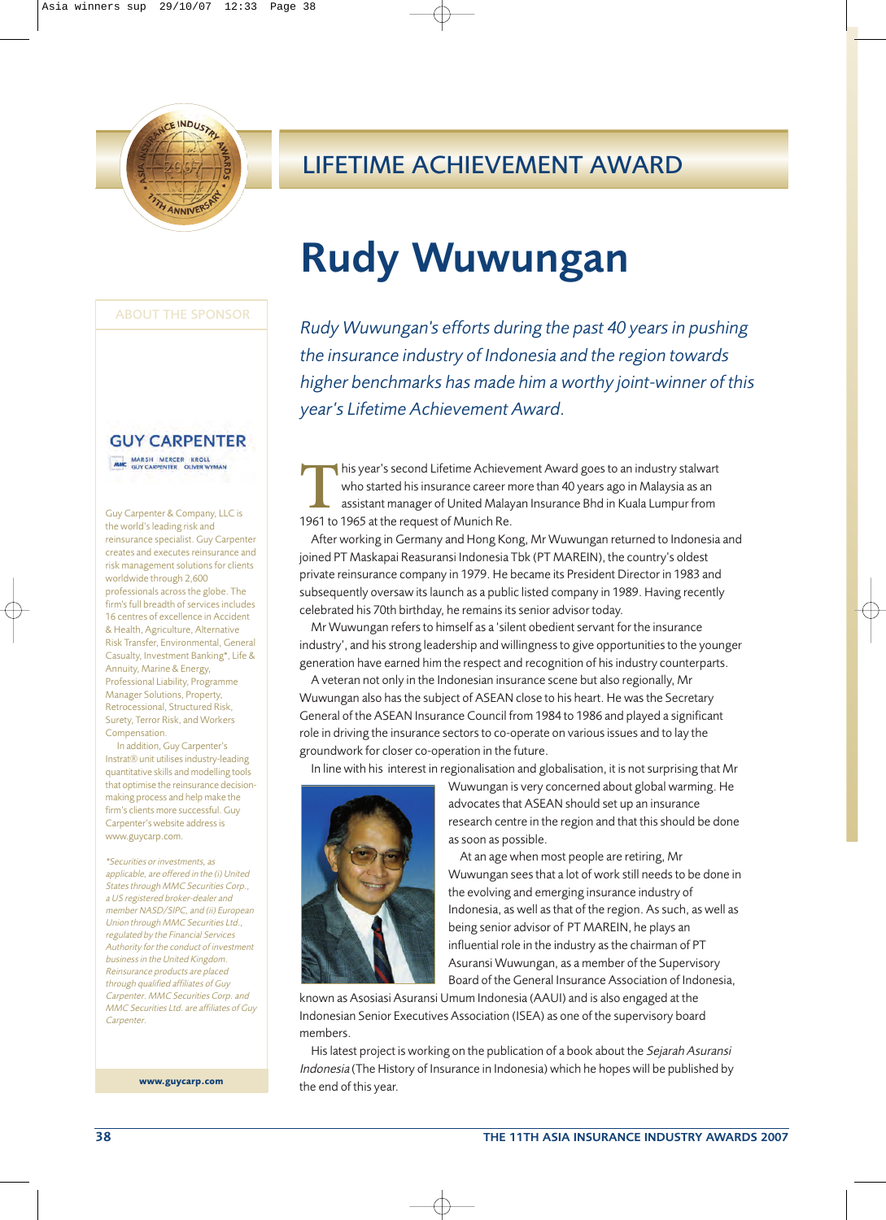# LIFETIME ACHIEVEMENT AWARD

# Rudy Wuwungan

*Rudy Wuwungan's efforts during the past 40 years in pushing the insurance industry of Indonesia and the region towards higher benchmarks has made him a worthy joint-winner of this year's Lifetime Achievement Award.*

This year's second Lifetime Achievement Award goes to an industry stalwart who started his insurance career more than 40 years ago in Malaysia as an assistant manager of United Malayan Insurance Bhd in Kuala Lumpur from 1961 to 1965 at the request of Munich Re.

After working in Germany and Hong Kong, Mr Wuwungan returned to Indonesia and joined PT Maskapai Reasuransi Indonesia Tbk (PT MAREIN), the country's oldest private reinsurance company in 1979. He became its President Director in 1983 and subsequently oversaw its launch as a public listed company in 1989. Having recently celebrated his 70th birthday, he remains its senior advisor today.

Mr Wuwungan refers to himself as a 'silent obedient servant for the insurance industry', and his strong leadership and willingness to give opportunities to the younger generation have earned him the respect and recognition of his industry counterparts.

A veteran not only in the Indonesian insurance scene but also regionally, Mr Wuwungan also has the subject of ASEAN close to his heart. He was the Secretary General of the ASEAN Insurance Council from 1984 to 1986 and played a significant role in driving the insurance sectors to co-operate on various issues and to lay the groundwork for closer co-operation in the future.

In line with his interest in regionalisation and globalisation, it is not surprising that Mr Wuwungan is very concerned about global warming. He advocates that ASEAN should set up an insurance research centre in the region and that this should be done as soon as possible.

At an age when most people are retiring, Mr Wuwungan sees that a lot of work still needs to be done in the evolving and emerging insurance industry of Indonesia, as well as that of the region. As such, as well as being senior advisor of PT MAREIN, he plays an influential role in the industry as the chairman of PT Asuransi Wuwungan, as a member of the Supervisory Board of the General Insurance Association of Indonesia, known as Asosiasi Asuransi Umum Indonesia (AAUI) and is also engaged at the Indonesian Senior Executives Association (ISEA) as one of the supervisory board members.

His latest project is working on the publication of a book about the *Sejarah Asuransi Indonesia* (The History of Insurance in Indonesia) which he hopes will be published by the end of this year.

---

## ABOUT THE SPONSOR

**GUY CARPENTER**

MMC MARSH MERCER KROLL GUY CARPENTER OLIVER WYMAN

Guy Carpenter & Company, LLC is the world's leading risk and reinsurance specialist. Guy Carpenter creates and executes reinsurance and risk management solutions for clients worldwide through 2,600 professionals across the globe. The firm's full breadth of services includes 16 centres of excellence in Accident & Health, Agriculture, Alternative Risk Transfer, Environmental, General Casualty, Investment Banking*, Life & Annuity, Marine & Energy, Professional Liability, Programme Manager Solutions, Property, Retrocessional, Structured Risk, Surety, Terror Risk, and Workers Compensation.

In addition, Guy Carpenter's Instrat® unit utilises industry-leading quantitative skills and modelling tools that optimise the reinsurance decision-making process and help make the firm's clients more successful. Guy Carpenter's website address is www.guycarp.com.

*\*Securities or investments, as applicable, are offered in the (i) United States through MMC Securities Corp., a US registered broker-dealer and member NASD/SIPC, and (ii) European Union through MMC Securities Ltd., regulated by the Financial Services Authority for the conduct of investment business in the United Kingdom. Reinsurance products are placed through qualified affiliates of Guy Carpenter. MMC Securities Corp. and MMC Securities Ltd. are affiliates of Guy Carpenter.*

**www.guycarp.com**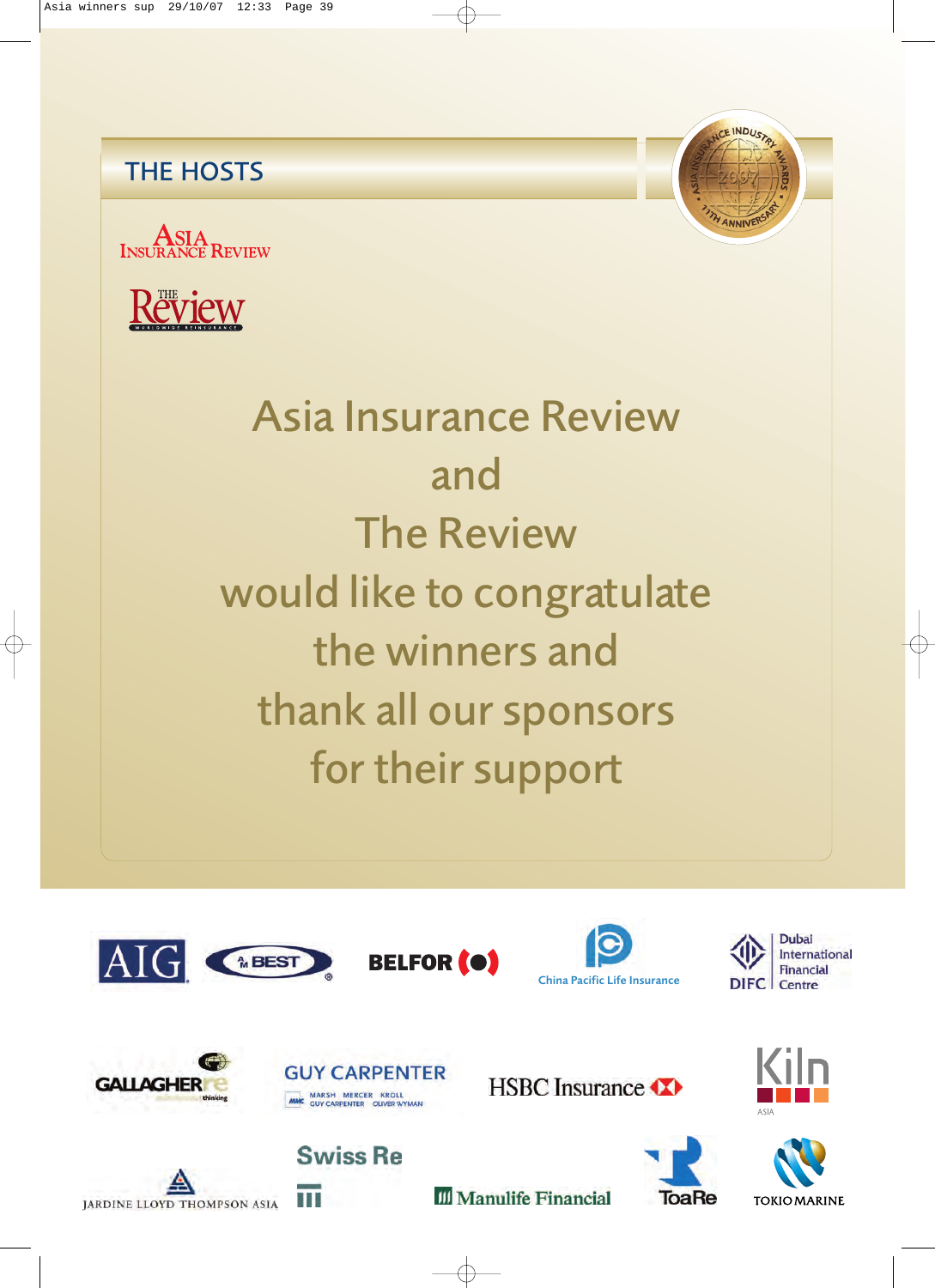## THE HOSTS

Asia Insurance Review

The Review

Asia Insurance Review
and
The Review
would like to congratulate
the winners and
thank all our sponsors
for their support

AIG

A.M. BEST

BELFOR

China Pacific Life Insurance

Dubai International Financial Centre (DIFC)

GALLAGHER re

GUY CARPENTER

HSBC Insurance

Kiln ASIA

JARDINE LLOYD THOMPSON ASIA

Swiss Re

Manulife Financial

ToaRe

TOKIO MARINE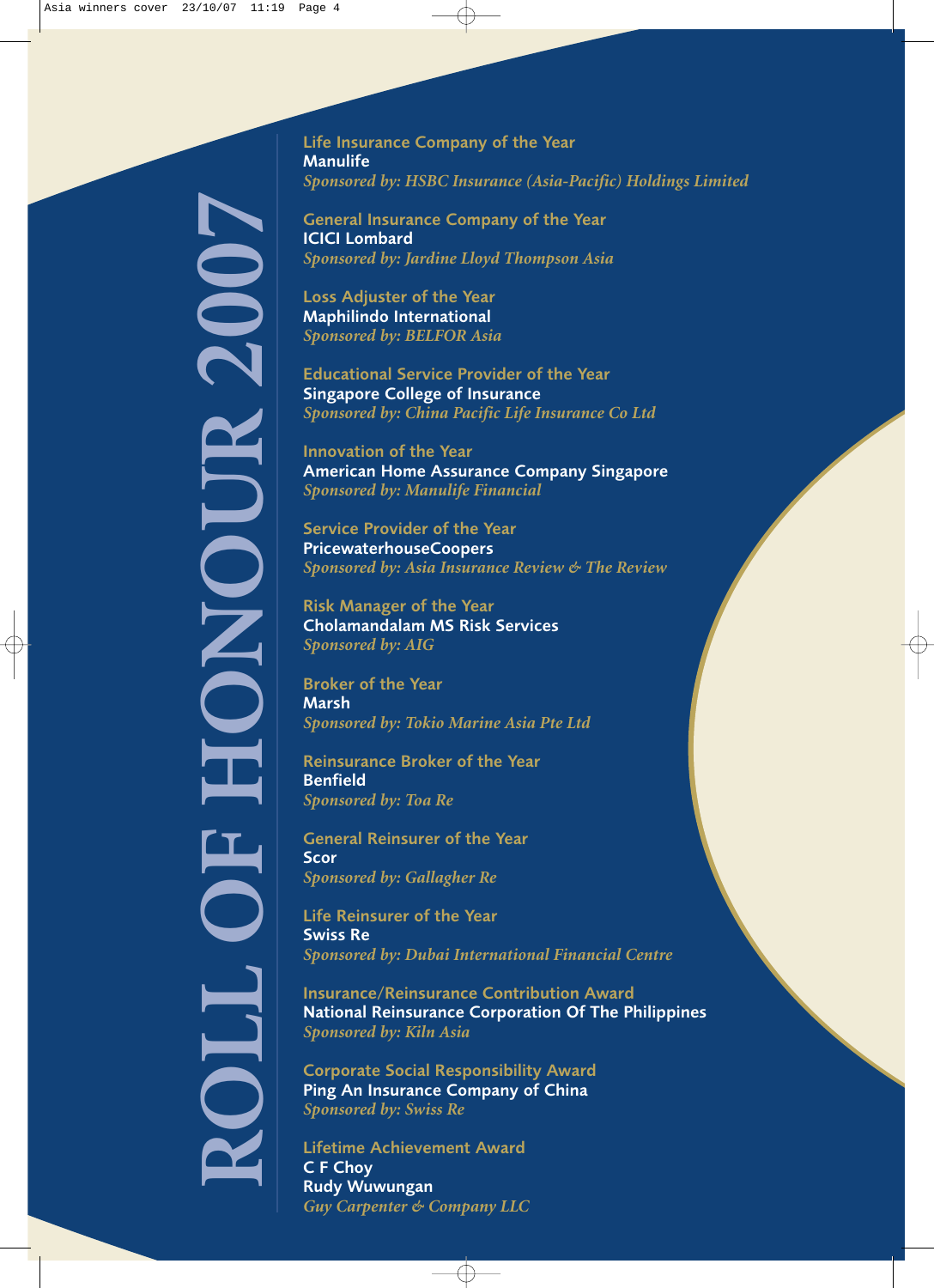# ROLL OF HONOUR 2007

**Life Insurance Company of the Year**
**Manulife**
*Sponsored by: HSBC Insurance (Asia-Pacific) Holdings Limited*

**General Insurance Company of the Year**
**ICICI Lombard**
*Sponsored by: Jardine Lloyd Thompson Asia*

**Loss Adjuster of the Year**
**Maphilindo International**
*Sponsored by: BELFOR Asia*

**Educational Service Provider of the Year**
**Singapore College of Insurance**
*Sponsored by: China Pacific Life Insurance Co Ltd*

**Innovation of the Year**
**American Home Assurance Company Singapore**
*Sponsored by: Manulife Financial*

**Service Provider of the Year**
**PricewaterhouseCoopers**
*Sponsored by: Asia Insurance Review & The Review*

**Risk Manager of the Year**
**Cholamandalam MS Risk Services**
*Sponsored by: AIG*

**Broker of the Year**
**Marsh**
*Sponsored by: Tokio Marine Asia Pte Ltd*

**Reinsurance Broker of the Year**
**Benfield**
*Sponsored by: Toa Re*

**General Reinsurer of the Year**
**Scor**
*Sponsored by: Gallagher Re*

**Life Reinsurer of the Year**
**Swiss Re**
*Sponsored by: Dubai International Financial Centre*

**Insurance/Reinsurance Contribution Award**
**National Reinsurance Corporation Of The Philippines**
*Sponsored by: Kiln Asia*

**Corporate Social Responsibility Award**
**Ping An Insurance Company of China**
*Sponsored by: Swiss Re*

**Lifetime Achievement Award**
**C F Choy**
**Rudy Wuwungan**
*Guy Carpenter & Company LLC*